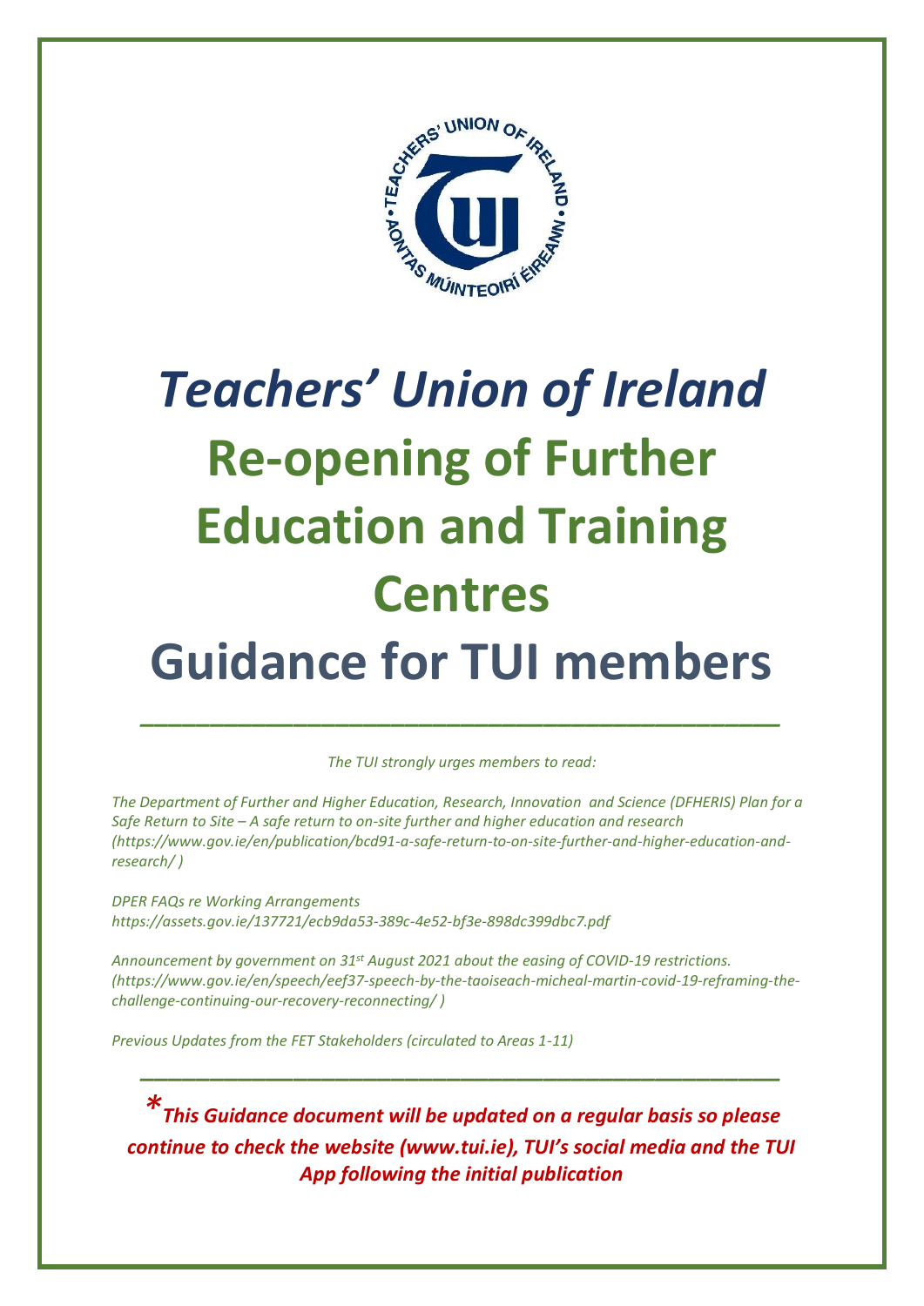# *Teachers' Union of Ireland*

# Re-opening of Further Education and Training Centres

# Guidance for TUI members

---

*The TUI strongly urges members to read:*

*The Department of Further and Higher Education, Research, Innovation and Science (DFHERIS) Plan for a Safe Return to Site – A safe return to on-site further and higher education and research (https://www.gov.ie/en/publication/bcd91-a-safe-return-to-on-site-further-and-higher-education-and-research/ )*

*DPER FAQs re Working Arrangements https://assets.gov.ie/137721/ecb9da53-389c-4e52-bf3e-898dc399dbc7.pdf*

*Announcement by government on 31st August 2021 about the easing of COVID-19 restrictions. (https://www.gov.ie/en/speech/eef37-speech-by-the-taoiseach-micheal-martin-covid-19-reframing-the-challenge-continuing-our-recovery-reconnecting/ )*

*Previous Updates from the FET Stakeholders (circulated to Areas 1-11)*

---

***\*This Guidance document will be updated on a regular basis so please continue to check the website (www.tui.ie), TUI's social media and the TUI App following the initial publication***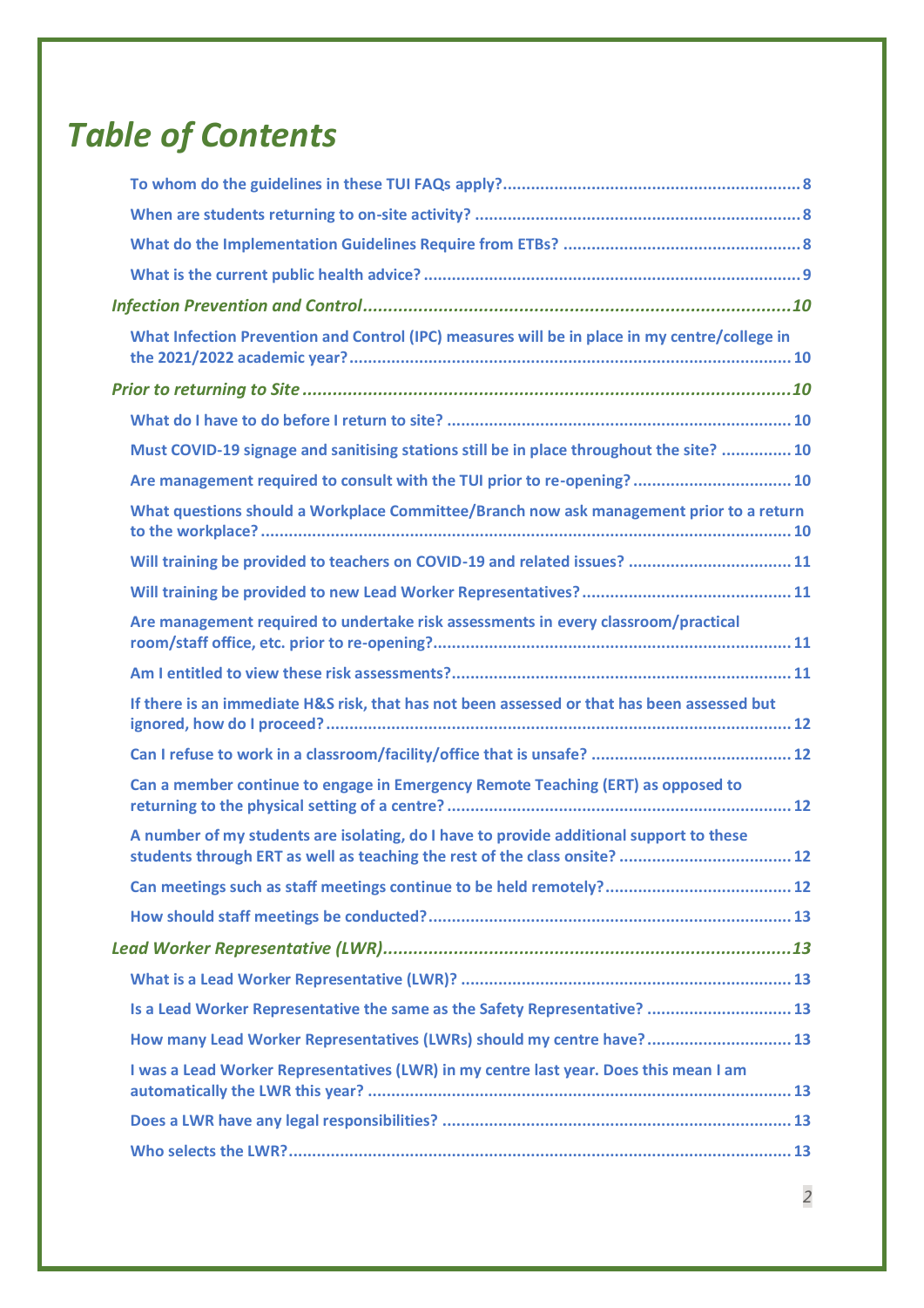# *Table of Contents*

**To whom do the guidelines in these TUI FAQs apply?** ..... 8

**When are students returning to on-site activity?** ..... 8

**What do the Implementation Guidelines Require from ETBs?** ..... 8

**What is the current public health advice?** ..... 9

*Infection Prevention and Control* ..... 10

**What Infection Prevention and Control (IPC) measures will be in place in my centre/college in the 2021/2022 academic year?** ..... 10

*Prior to returning to Site* ..... 10

**What do I have to do before I return to site?** ..... 10

**Must COVID-19 signage and sanitising stations still be in place throughout the site?** ..... 10

**Are management required to consult with the TUI prior to re-opening?** ..... 10

**What questions should a Workplace Committee/Branch now ask management prior to a return to the workplace?** ..... 10

**Will training be provided to teachers on COVID-19 and related issues?** ..... 11

**Will training be provided to new Lead Worker Representatives?** ..... 11

**Are management required to undertake risk assessments in every classroom/practical room/staff office, etc. prior to re-opening?** ..... 11

**Am I entitled to view these risk assessments?** ..... 11

**If there is an immediate H&S risk, that has not been assessed or that has been assessed but ignored, how do I proceed?** ..... 12

**Can I refuse to work in a classroom/facility/office that is unsafe?** ..... 12

**Can a member continue to engage in Emergency Remote Teaching (ERT) as opposed to returning to the physical setting of a centre?** ..... 12

**A number of my students are isolating, do I have to provide additional support to these students through ERT as well as teaching the rest of the class onsite?** ..... 12

**Can meetings such as staff meetings continue to be held remotely?** ..... 12

**How should staff meetings be conducted?** ..... 13

*Lead Worker Representative (LWR)* ..... 13

**What is a Lead Worker Representative (LWR)?** ..... 13

**Is a Lead Worker Representative the same as the Safety Representative?** ..... 13

**How many Lead Worker Representatives (LWRs) should my centre have?** ..... 13

**I was a Lead Worker Representatives (LWR) in my centre last year. Does this mean I am automatically the LWR this year?** ..... 13

**Does a LWR have any legal responsibilities?** ..... 13

**Who selects the LWR?** ..... 13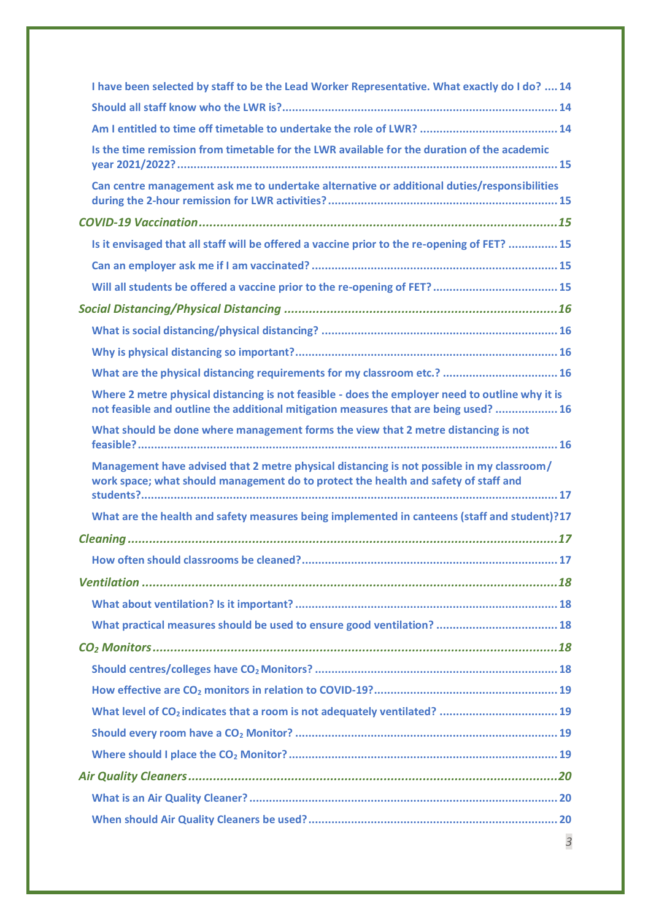- I have been selected by staff to be the Lead Worker Representative. What exactly do I do? .... 14
- Should all staff know who the LWR is? ........ 14
- Am I entitled to time off timetable to undertake the role of LWR? ........ 14
- Is the time remission from timetable for the LWR available for the duration of the academic year 2021/2022? ........ 15
- Can centre management ask me to undertake alternative or additional duties/responsibilities during the 2-hour remission for LWR activities? ........ 15

*COVID-19 Vaccination* ........ 15

- Is it envisaged that all staff will be offered a vaccine prior to the re-opening of FET? ........ 15
- Can an employer ask me if I am vaccinated? ........ 15
- Will all students be offered a vaccine prior to the re-opening of FET? ........ 15

*Social Distancing/Physical Distancing* ........ 16

- What is social distancing/physical distancing? ........ 16
- Why is physical distancing so important? ........ 16
- What are the physical distancing requirements for my classroom etc.? ........ 16
- Where 2 metre physical distancing is not feasible - does the employer need to outline why it is not feasible and outline the additional mitigation measures that are being used? ........ 16
- What should be done where management forms the view that 2 metre distancing is not feasible? ........ 16
- Management have advised that 2 metre physical distancing is not possible in my classroom/ work space; what should management do to protect the health and safety of staff and students? ........ 17
- What are the health and safety measures being implemented in canteens (staff and student)? 17

*Cleaning* ........ 17

- How often should classrooms be cleaned? ........ 17

*Ventilation* ........ 18

- What about ventilation? Is it important? ........ 18
- What practical measures should be used to ensure good ventilation? ........ 18

*$CO_2$ Monitors* ........ 18

- Should centres/colleges have $CO_2$ Monitors? ........ 18
- How effective are $CO_2$ monitors in relation to COVID-19? ........ 19
- What level of $CO_2$ indicates that a room is not adequately ventilated? ........ 19
- Should every room have a $CO_2$ Monitor? ........ 19
- Where should I place the $CO_2$ Monitor? ........ 19

*Air Quality Cleaners* ........ 20

- What is an Air Quality Cleaner? ........ 20
- When should Air Quality Cleaners be used? ........ 20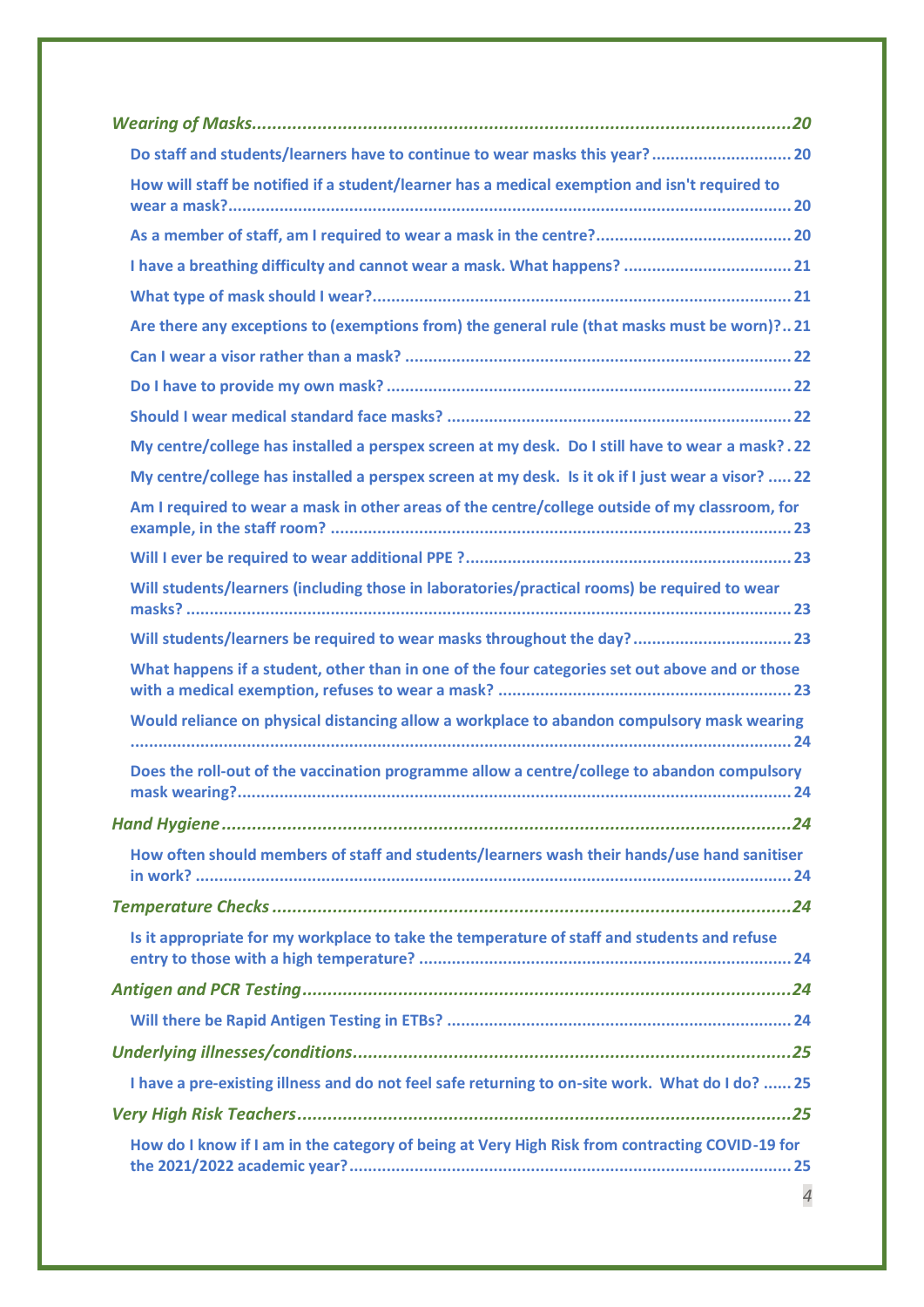*Wearing of Masks* ....... 20

- **Do staff and students/learners have to continue to wear masks this year?** ....... 20
- **How will staff be notified if a student/learner has a medical exemption and isn't required to wear a mask?** ....... 20
- **As a member of staff, am I required to wear a mask in the centre?** ....... 20
- **I have a breathing difficulty and cannot wear a mask. What happens?** ....... 21
- **What type of mask should I wear?** ....... 21
- **Are there any exceptions to (exemptions from) the general rule (that masks must be worn)?** ....... 21
- **Can I wear a visor rather than a mask?** ....... 22
- **Do I have to provide my own mask?** ....... 22
- **Should I wear medical standard face masks?** ....... 22
- **My centre/college has installed a perspex screen at my desk. Do I still have to wear a mask?** ....... 22
- **My centre/college has installed a perspex screen at my desk. Is it ok if I just wear a visor?** ....... 22
- **Am I required to wear a mask in other areas of the centre/college outside of my classroom, for example, in the staff room?** ....... 23
- **Will I ever be required to wear additional PPE ?** ....... 23
- **Will students/learners (including those in laboratories/practical rooms) be required to wear masks?** ....... 23
- **Will students/learners be required to wear masks throughout the day?** ....... 23
- **What happens if a student, other than in one of the four categories set out above and or those with a medical exemption, refuses to wear a mask?** ....... 23
- **Would reliance on physical distancing allow a workplace to abandon compulsory mask wearing** ....... 24
- **Does the roll-out of the vaccination programme allow a centre/college to abandon compulsory mask wearing?** ....... 24

*Hand Hygiene* ....... 24

- **How often should members of staff and students/learners wash their hands/use hand sanitiser in work?** ....... 24

*Temperature Checks* ....... 24

- **Is it appropriate for my workplace to take the temperature of staff and students and refuse entry to those with a high temperature?** ....... 24

*Antigen and PCR Testing* ....... 24

- **Will there be Rapid Antigen Testing in ETBs?** ....... 24

*Underlying illnesses/conditions* ....... 25

- **I have a pre-existing illness and do not feel safe returning to on-site work. What do I do?** ....... 25

*Very High Risk Teachers* ....... 25

- **How do I know if I am in the category of being at Very High Risk from contracting COVID-19 for the 2021/2022 academic year?** ....... 25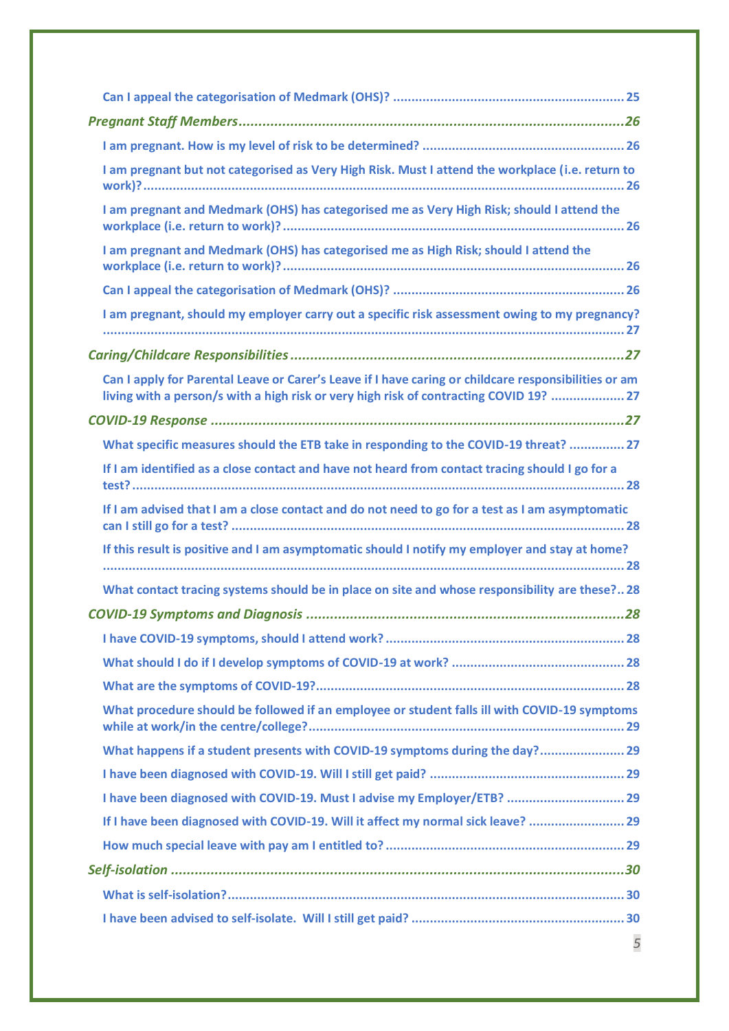Can I appeal the categorisation of Medmark (OHS)? ..... 25

*Pregnant Staff Members* ..... 26

I am pregnant. How is my level of risk to be determined? ..... 26

I am pregnant but not categorised as Very High Risk. Must I attend the workplace (i.e. return to work)? ..... 26

I am pregnant and Medmark (OHS) has categorised me as Very High Risk; should I attend the workplace (i.e. return to work)? ..... 26

I am pregnant and Medmark (OHS) has categorised me as High Risk; should I attend the workplace (i.e. return to work)? ..... 26

Can I appeal the categorisation of Medmark (OHS)? ..... 26

I am pregnant, should my employer carry out a specific risk assessment owing to my pregnancy? ..... 27

*Caring/Childcare Responsibilities* ..... 27

Can I apply for Parental Leave or Carer's Leave if I have caring or childcare responsibilities or am living with a person/s with a high risk or very high risk of contracting COVID 19? ..... 27

*COVID-19 Response* ..... 27

What specific measures should the ETB take in responding to the COVID-19 threat? ..... 27

If I am identified as a close contact and have not heard from contact tracing should I go for a test? ..... 28

If I am advised that I am a close contact and do not need to go for a test as I am asymptomatic can I still go for a test? ..... 28

If this result is positive and I am asymptomatic should I notify my employer and stay at home? ..... 28

What contact tracing systems should be in place on site and whose responsibility are these? ..... 28

*COVID-19 Symptoms and Diagnosis* ..... 28

I have COVID-19 symptoms, should I attend work? ..... 28

What should I do if I develop symptoms of COVID-19 at work? ..... 28

What are the symptoms of COVID-19? ..... 28

What procedure should be followed if an employee or student falls ill with COVID-19 symptoms while at work/in the centre/college? ..... 29

What happens if a student presents with COVID-19 symptoms during the day? ..... 29

I have been diagnosed with COVID-19. Will I still get paid? ..... 29

I have been diagnosed with COVID-19. Must I advise my Employer/ETB? ..... 29

If I have been diagnosed with COVID-19. Will it affect my normal sick leave? ..... 29

How much special leave with pay am I entitled to? ..... 29

*Self-isolation* ..... 30

What is self-isolation? ..... 30

I have been advised to self-isolate. Will I still get paid? ..... 30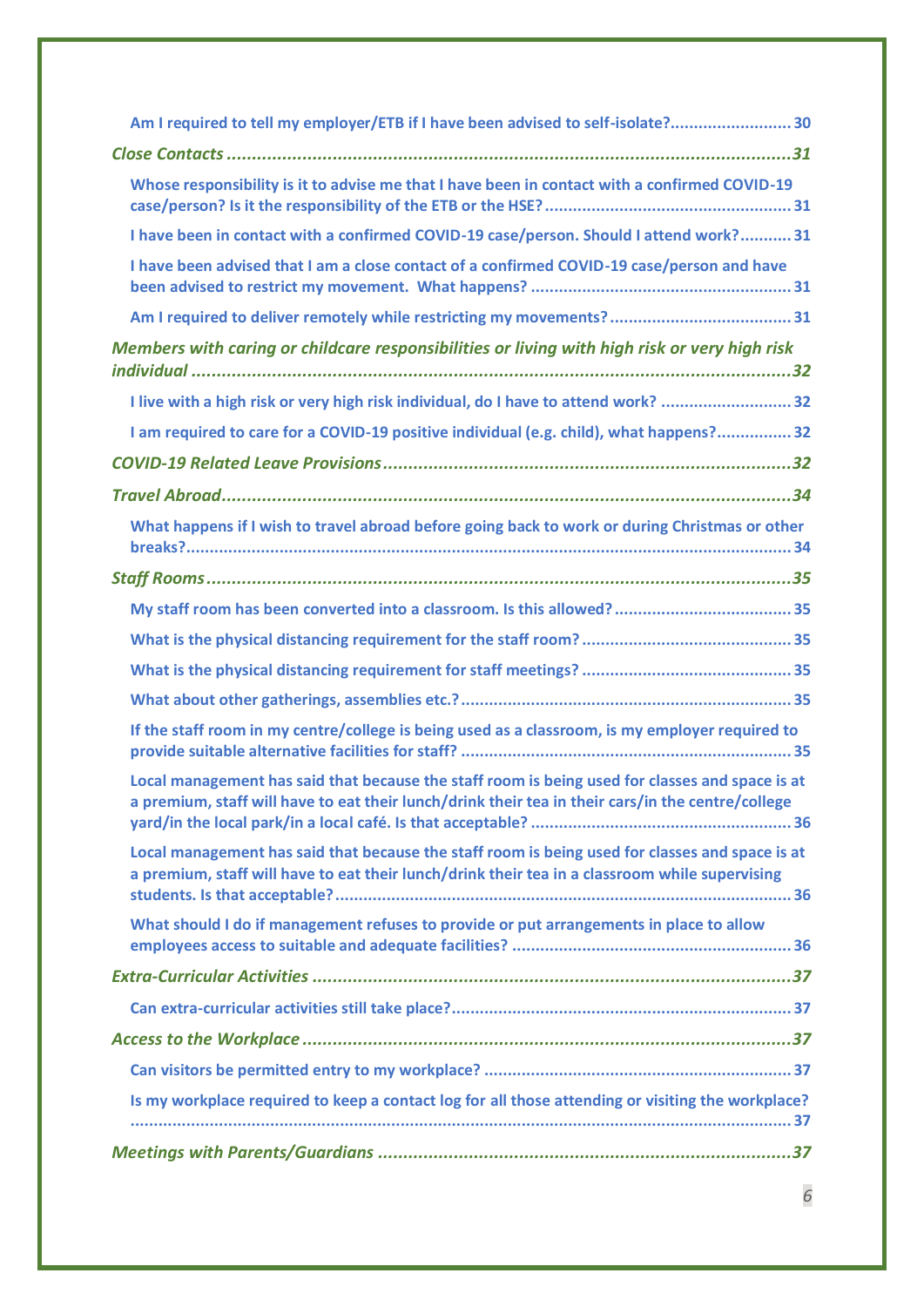Am I required to tell my employer/ETB if I have been advised to self-isolate? .......................... 30

*Close Contacts* ................................................................................................................. 31

Whose responsibility is it to advise me that I have been in contact with a confirmed COVID-19 case/person? Is it the responsibility of the ETB or the HSE? ..................................................... 31

I have been in contact with a confirmed COVID-19 case/person. Should I attend work? ........... 31

I have been advised that I am a close contact of a confirmed COVID-19 case/person and have been advised to restrict my movement. What happens? ....................................................... 31

Am I required to deliver remotely while restricting my movements? ....................................... 31

*Members with caring or childcare responsibilities or living with high risk or very high risk individual* ........................................................................................................................ 32

I live with a high risk or very high risk individual, do I have to attend work? ............................ 32

I am required to care for a COVID-19 positive individual (e.g. child), what happens? ................ 32

*COVID-19 Related Leave Provisions* ................................................................................. 32

*Travel Abroad* ................................................................................................................. 34

What happens if I wish to travel abroad before going back to work or during Christmas or other breaks? ................................................................................................................................ 34

*Staff Rooms* .................................................................................................................... 35

My staff room has been converted into a classroom. Is this allowed? ...................................... 35

What is the physical distancing requirement for the staff room? ............................................. 35

What is the physical distancing requirement for staff meetings? ............................................. 35

What about other gatherings, assemblies etc.? ...................................................................... 35

If the staff room in my centre/college is being used as a classroom, is my employer required to provide suitable alternative facilities for staff? ...................................................................... 35

Local management has said that because the staff room is being used for classes and space is at a premium, staff will have to eat their lunch/drink their tea in their cars/in the centre/college yard/in the local park/in a local café. Is that acceptable? ....................................................... 36

Local management has said that because the staff room is being used for classes and space is at a premium, staff will have to eat their lunch/drink their tea in a classroom while supervising students. Is that acceptable? ................................................................................................ 36

What should I do if management refuses to provide or put arrangements in place to allow employees access to suitable and adequate facilities? ........................................................... 36

*Extra-Curricular Activities* ............................................................................................... 37

Can extra-curricular activities still take place? ........................................................................ 37

*Access to the Workplace* ................................................................................................. 37

Can visitors be permitted entry to my workplace? .................................................................. 37

Is my workplace required to keep a contact log for all those attending or visiting the workplace? ......................................................................................................................................... 37

*Meetings with Parents/Guardians* ................................................................................... 37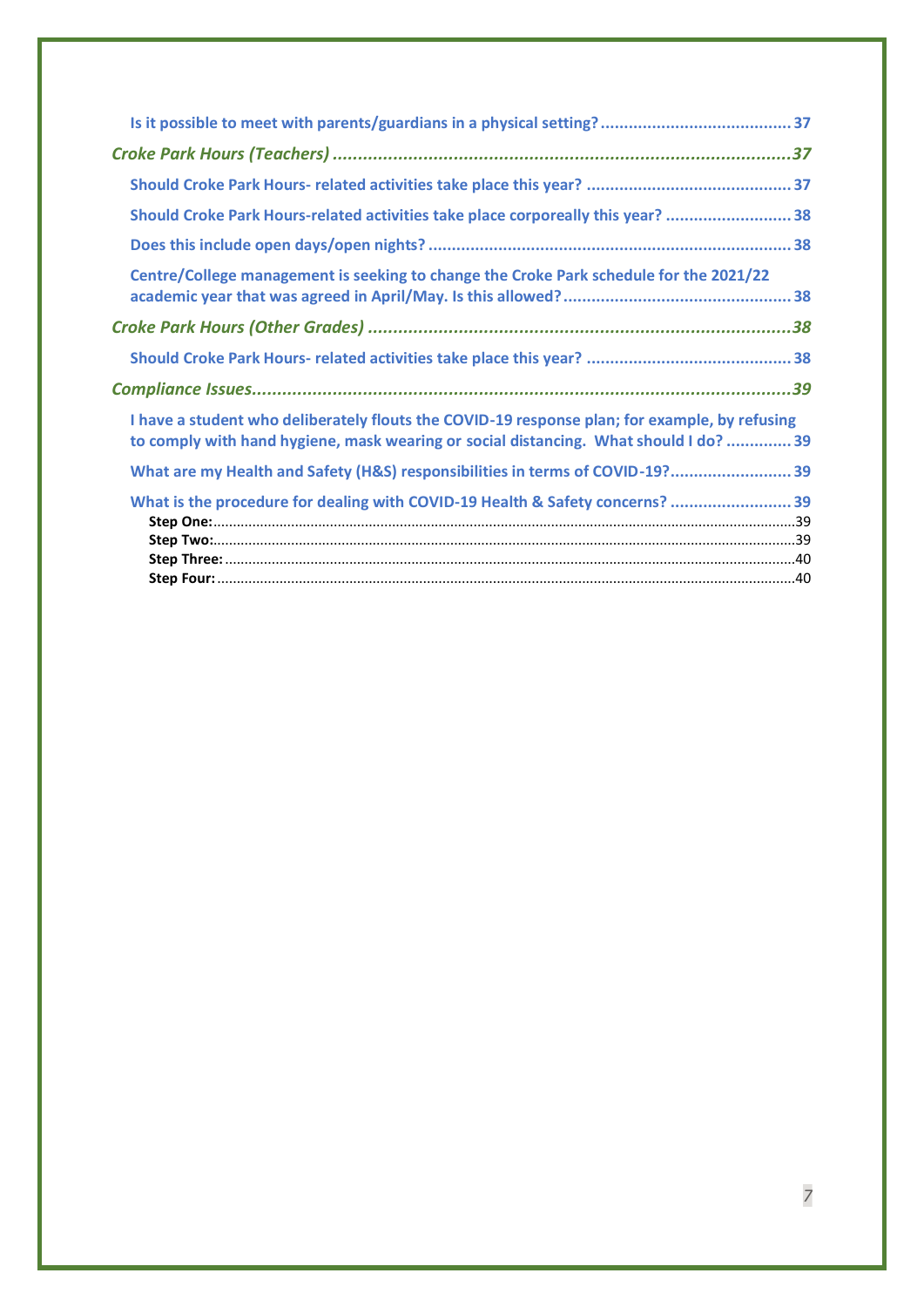Is it possible to meet with parents/guardians in a physical setting? ........................................ 37

*Croke Park Hours (Teachers)* ........................................................................................37

Should Croke Park Hours- related activities take place this year? ........................................... 37

Should Croke Park Hours-related activities take place corporeally this year? .......................... 38

Does this include open days/open nights? ............................................................................ 38

Centre/College management is seeking to change the Croke Park schedule for the 2021/22 academic year that was agreed in April/May. Is this allowed? ................................................ 38

*Croke Park Hours (Other Grades)* ...................................................................................38

Should Croke Park Hours- related activities take place this year? ........................................... 38

*Compliance Issues* ..........................................................................................................39

I have a student who deliberately flouts the COVID-19 response plan; for example, by refusing to comply with hand hygiene, mask wearing or social distancing. What should I do? ............. 39

What are my Health and Safety (H&S) responsibilities in terms of COVID-19? ......................... 39

What is the procedure for dealing with COVID-19 Health & Safety concerns? .......................... 39

**Step One:** ........................................................................................................................39

**Step Two:** ........................................................................................................................39

**Step Three:** ......................................................................................................................40

**Step Four:** ........................................................................................................................40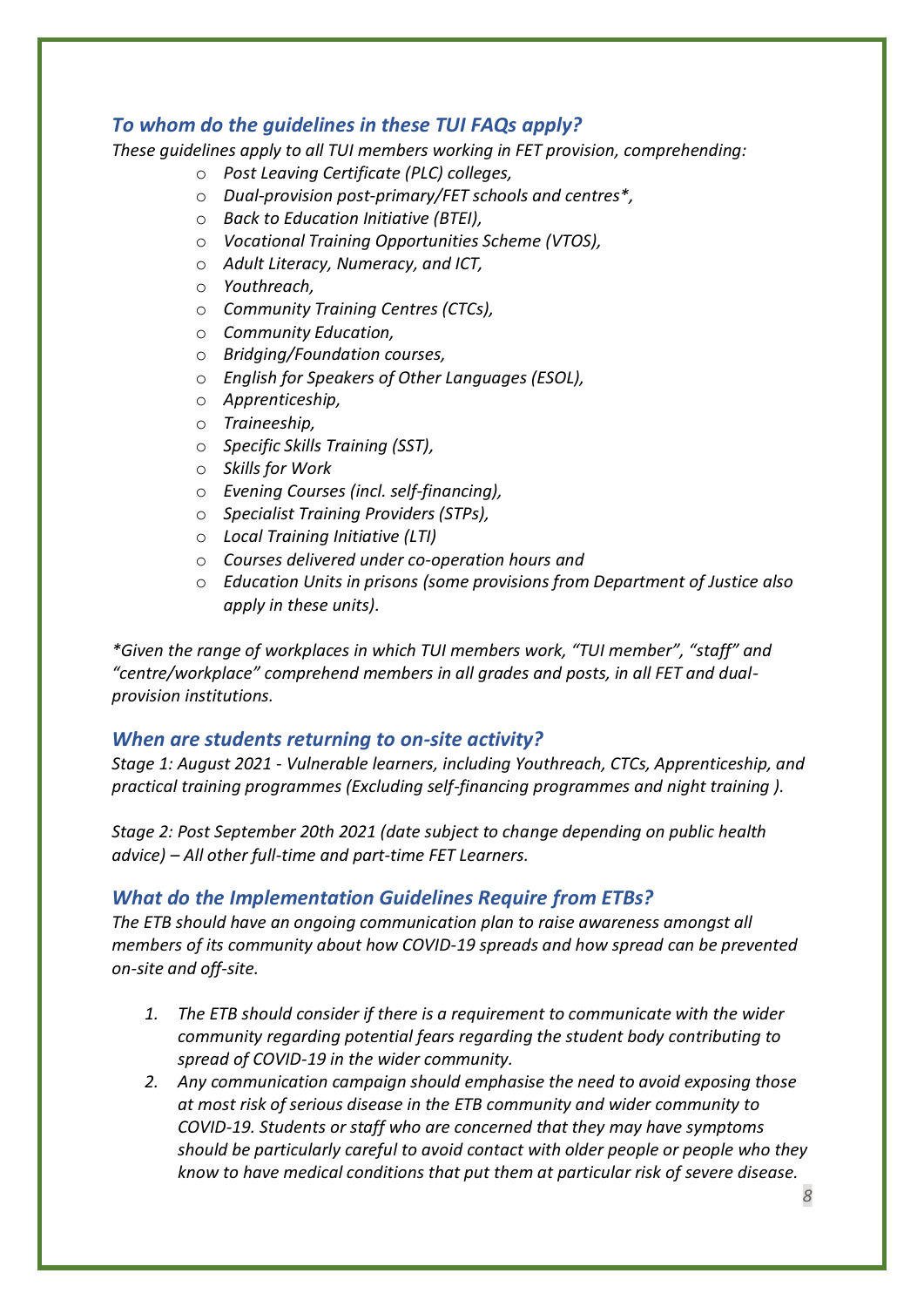### *To whom do the guidelines in these TUI FAQs apply?*

*These guidelines apply to all TUI members working in FET provision, comprehending:*

- *Post Leaving Certificate (PLC) colleges,*
- *Dual-provision post-primary/FET schools and centres*,*
- *Back to Education Initiative (BTEI),*
- *Vocational Training Opportunities Scheme (VTOS),*
- *Adult Literacy, Numeracy, and ICT,*
- *Youthreach,*
- *Community Training Centres (CTCs),*
- *Community Education,*
- *Bridging/Foundation courses,*
- *English for Speakers of Other Languages (ESOL),*
- *Apprenticeship,*
- *Traineeship,*
- *Specific Skills Training (SST),*
- *Skills for Work*
- *Evening Courses (incl. self-financing),*
- *Specialist Training Providers (STPs),*
- *Local Training Initiative (LTI)*
- *Courses delivered under co-operation hours and*
- *Education Units in prisons (some provisions from Department of Justice also apply in these units).*

**Given the range of workplaces in which TUI members work, "TUI member", "staff" and "centre/workplace" comprehend members in all grades and posts, in all FET and dual-provision institutions.*

### *When are students returning to on-site activity?*

*Stage 1: August 2021 - Vulnerable learners, including Youthreach, CTCs, Apprenticeship, and practical training programmes (Excluding self-financing programmes and night training ).*

*Stage 2: Post September 20th 2021 (date subject to change depending on public health advice) – All other full-time and part-time FET Learners.*

### *What do the Implementation Guidelines Require from ETBs?*

*The ETB should have an ongoing communication plan to raise awareness amongst all members of its community about how COVID-19 spreads and how spread can be prevented on-site and off-site.*

1. *The ETB should consider if there is a requirement to communicate with the wider community regarding potential fears regarding the student body contributing to spread of COVID-19 in the wider community.*
2. *Any communication campaign should emphasise the need to avoid exposing those at most risk of serious disease in the ETB community and wider community to COVID-19. Students or staff who are concerned that they may have symptoms should be particularly careful to avoid contact with older people or people who they know to have medical conditions that put them at particular risk of severe disease.*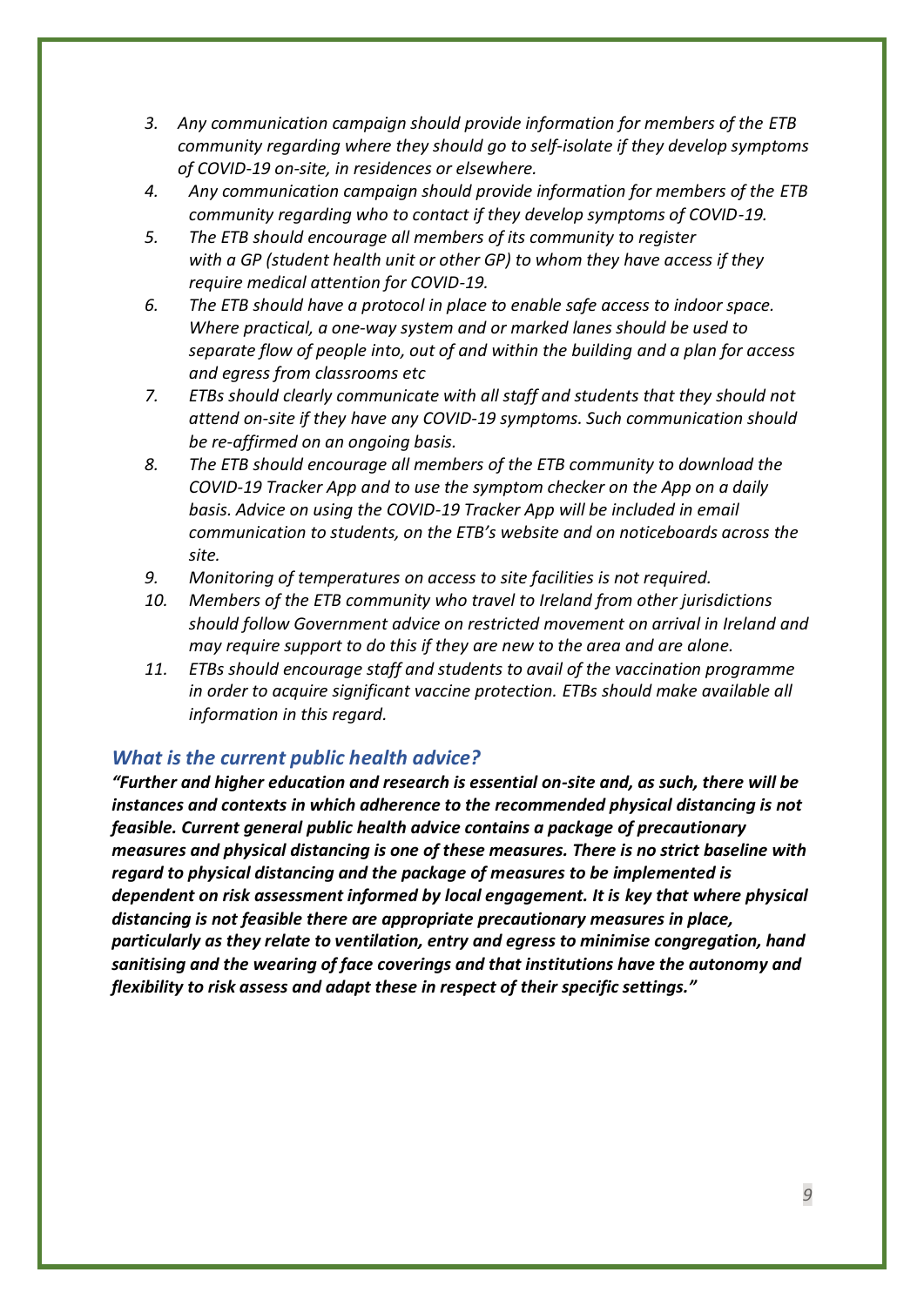3. *Any communication campaign should provide information for members of the ETB community regarding where they should go to self-isolate if they develop symptoms of COVID-19 on-site, in residences or elsewhere.*
4. *Any communication campaign should provide information for members of the ETB community regarding who to contact if they develop symptoms of COVID-19.*
5. *The ETB should encourage all members of its community to register with a GP (student health unit or other GP) to whom they have access if they require medical attention for COVID-19.*
6. *The ETB should have a protocol in place to enable safe access to indoor space. Where practical, a one-way system and or marked lanes should be used to separate flow of people into, out of and within the building and a plan for access and egress from classrooms etc*
7. *ETBs should clearly communicate with all staff and students that they should not attend on-site if they have any COVID-19 symptoms. Such communication should be re-affirmed on an ongoing basis.*
8. *The ETB should encourage all members of the ETB community to download the COVID-19 Tracker App and to use the symptom checker on the App on a daily basis. Advice on using the COVID-19 Tracker App will be included in email communication to students, on the ETB's website and on noticeboards across the site.*
9. *Monitoring of temperatures on access to site facilities is not required.*
10. *Members of the ETB community who travel to Ireland from other jurisdictions should follow Government advice on restricted movement on arrival in Ireland and may require support to do this if they are new to the area and are alone.*
11. *ETBs should encourage staff and students to avail of the vaccination programme in order to acquire significant vaccine protection. ETBs should make available all information in this regard.*

### *What is the current public health advice?*

***"Further and higher education and research is essential on-site and, as such, there will be instances and contexts in which adherence to the recommended physical distancing is not feasible. Current general public health advice contains a package of precautionary measures and physical distancing is one of these measures. There is no strict baseline with regard to physical distancing and the package of measures to be implemented is dependent on risk assessment informed by local engagement. It is key that where physical distancing is not feasible there are appropriate precautionary measures in place, particularly as they relate to ventilation, entry and egress to minimise congregation, hand sanitising and the wearing of face coverings and that institutions have the autonomy and flexibility to risk assess and adapt these in respect of their specific settings."***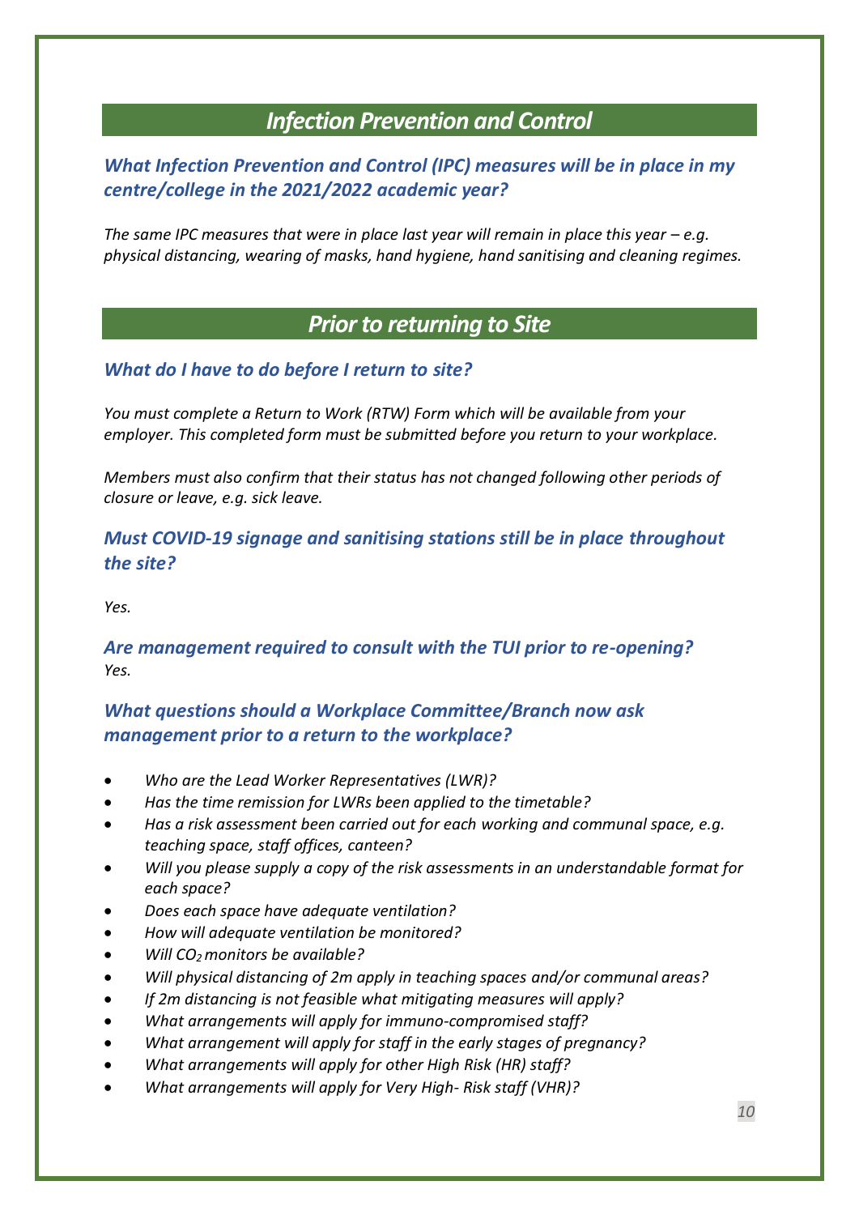## *Infection Prevention and Control*

### *What Infection Prevention and Control (IPC) measures will be in place in my centre/college in the 2021/2022 academic year?*

*The same IPC measures that were in place last year will remain in place this year – e.g. physical distancing, wearing of masks, hand hygiene, hand sanitising and cleaning regimes.*

## *Prior to returning to Site*

### *What do I have to do before I return to site?*

*You must complete a Return to Work (RTW) Form which will be available from your employer. This completed form must be submitted before you return to your workplace.*

*Members must also confirm that their status has not changed following other periods of closure or leave, e.g. sick leave.*

### *Must COVID-19 signage and sanitising stations still be in place throughout the site?*

*Yes.*

### *Are management required to consult with the TUI prior to re-opening?*

*Yes.*

### *What questions should a Workplace Committee/Branch now ask management prior to a return to the workplace?*

- *Who are the Lead Worker Representatives (LWR)?*
- *Has the time remission for LWRs been applied to the timetable?*
- *Has a risk assessment been carried out for each working and communal space, e.g. teaching space, staff offices, canteen?*
- *Will you please supply a copy of the risk assessments in an understandable format for each space?*
- *Does each space have adequate ventilation?*
- *How will adequate ventilation be monitored?*
- *Will $CO_2$ monitors be available?*
- *Will physical distancing of 2m apply in teaching spaces and/or communal areas?*
- *If 2m distancing is not feasible what mitigating measures will apply?*
- *What arrangements will apply for immuno-compromised staff?*
- *What arrangement will apply for staff in the early stages of pregnancy?*
- *What arrangements will apply for other High Risk (HR) staff?*
- *What arrangements will apply for Very High- Risk staff (VHR)?*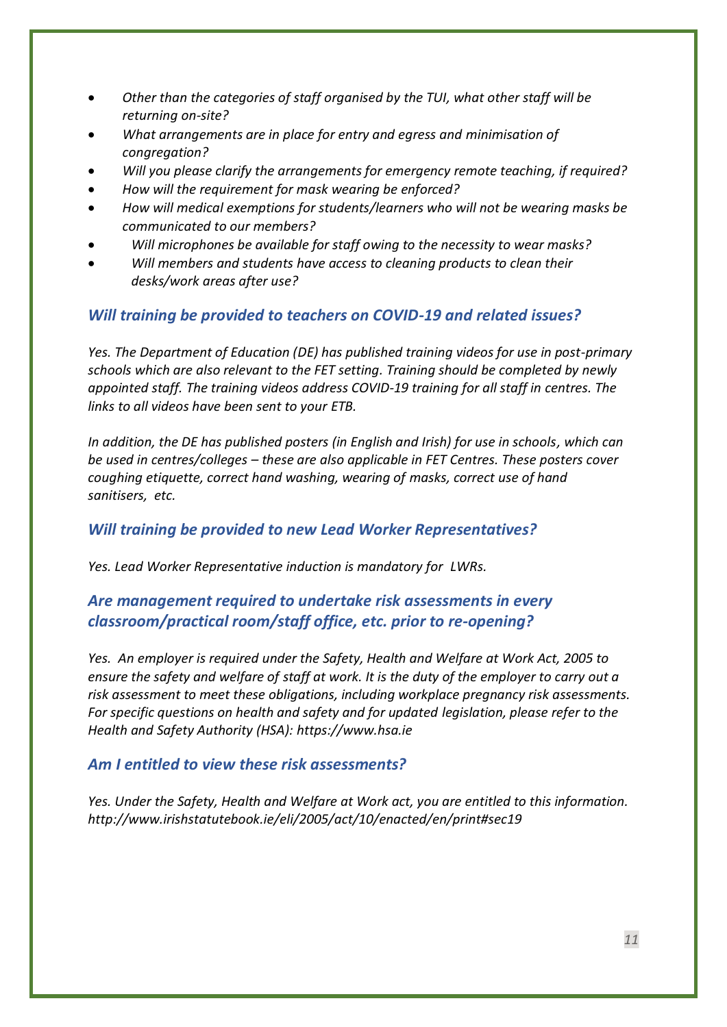- *Other than the categories of staff organised by the TUI, what other staff will be returning on-site?*
- *What arrangements are in place for entry and egress and minimisation of congregation?*
- *Will you please clarify the arrangements for emergency remote teaching, if required?*
- *How will the requirement for mask wearing be enforced?*
- *How will medical exemptions for students/learners who will not be wearing masks be communicated to our members?*
- *Will microphones be available for staff owing to the necessity to wear masks?*
- *Will members and students have access to cleaning products to clean their desks/work areas after use?*

### *Will training be provided to teachers on COVID-19 and related issues?*

*Yes. The Department of Education (DE) has published training videos for use in post-primary schools which are also relevant to the FET setting. Training should be completed by newly appointed staff. The training videos address COVID-19 training for all staff in centres. The links to all videos have been sent to your ETB.*

*In addition, the DE has published posters (in English and Irish) for use in schools, which can be used in centres/colleges – these are also applicable in FET Centres. These posters cover coughing etiquette, correct hand washing, wearing of masks, correct use of hand sanitisers, etc.*

### *Will training be provided to new Lead Worker Representatives?*

*Yes. Lead Worker Representative induction is mandatory for LWRs.*

### *Are management required to undertake risk assessments in every classroom/practical room/staff office, etc. prior to re-opening?*

*Yes. An employer is required under the Safety, Health and Welfare at Work Act, 2005 to ensure the safety and welfare of staff at work. It is the duty of the employer to carry out a risk assessment to meet these obligations, including workplace pregnancy risk assessments. For specific questions on health and safety and for updated legislation, please refer to the Health and Safety Authority (HSA): https://www.hsa.ie*

### *Am I entitled to view these risk assessments?*

*Yes. Under the Safety, Health and Welfare at Work act, you are entitled to this information. http://www.irishstatutebook.ie/eli/2005/act/10/enacted/en/print#sec19*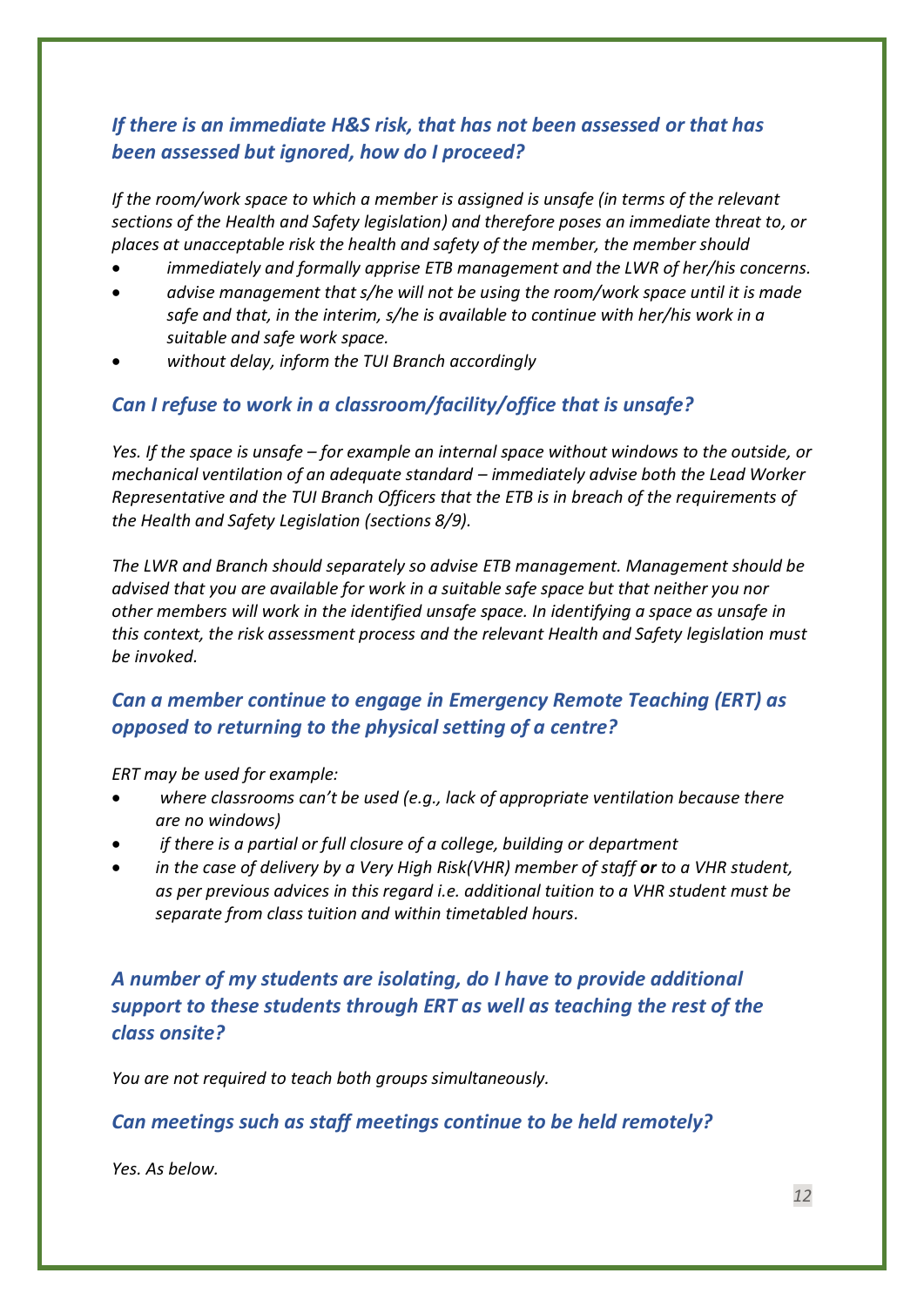### *If there is an immediate H&S risk, that has not been assessed or that has been assessed but ignored, how do I proceed?*

*If the room/work space to which a member is assigned is unsafe (in terms of the relevant sections of the Health and Safety legislation) and therefore poses an immediate threat to, or places at unacceptable risk the health and safety of the member, the member should*

- *immediately and formally apprise ETB management and the LWR of her/his concerns.*
- *advise management that s/he will not be using the room/work space until it is made safe and that, in the interim, s/he is available to continue with her/his work in a suitable and safe work space.*
- *without delay, inform the TUI Branch accordingly*

### *Can I refuse to work in a classroom/facility/office that is unsafe?*

*Yes. If the space is unsafe – for example an internal space without windows to the outside, or mechanical ventilation of an adequate standard – immediately advise both the Lead Worker Representative and the TUI Branch Officers that the ETB is in breach of the requirements of the Health and Safety Legislation (sections 8/9).*

*The LWR and Branch should separately so advise ETB management. Management should be advised that you are available for work in a suitable safe space but that neither you nor other members will work in the identified unsafe space. In identifying a space as unsafe in this context, the risk assessment process and the relevant Health and Safety legislation must be invoked.*

### *Can a member continue to engage in Emergency Remote Teaching (ERT) as opposed to returning to the physical setting of a centre?*

*ERT may be used for example:*

- *where classrooms can't be used (e.g., lack of appropriate ventilation because there are no windows)*
- *if there is a partial or full closure of a college, building or department*
- *in the case of delivery by a Very High Risk(VHR) member of staff* ***or*** *to a VHR student, as per previous advices in this regard i.e. additional tuition to a VHR student must be separate from class tuition and within timetabled hours.*

### *A number of my students are isolating, do I have to provide additional support to these students through ERT as well as teaching the rest of the class onsite?*

*You are not required to teach both groups simultaneously.*

### *Can meetings such as staff meetings continue to be held remotely?*

*Yes. As below.*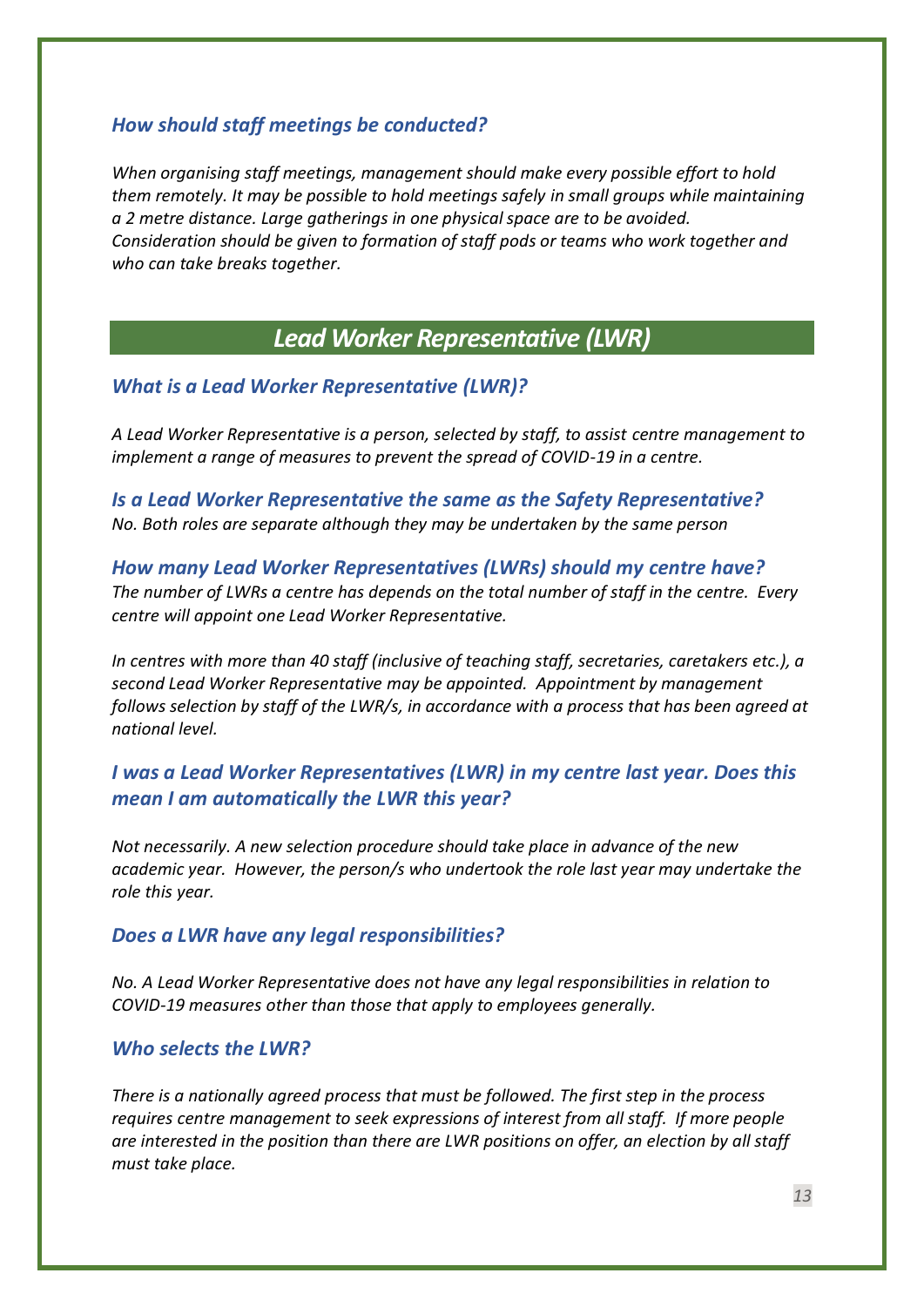### *How should staff meetings be conducted?*

*When organising staff meetings, management should make every possible effort to hold them remotely. It may be possible to hold meetings safely in small groups while maintaining a 2 metre distance. Large gatherings in one physical space are to be avoided. Consideration should be given to formation of staff pods or teams who work together and who can take breaks together.*

## *Lead Worker Representative (LWR)*

### *What is a Lead Worker Representative (LWR)?*

*A Lead Worker Representative is a person, selected by staff, to assist centre management to implement a range of measures to prevent the spread of COVID-19 in a centre.*

### *Is a Lead Worker Representative the same as the Safety Representative?*

*No. Both roles are separate although they may be undertaken by the same person*

### *How many Lead Worker Representatives (LWRs) should my centre have?*

*The number of LWRs a centre has depends on the total number of staff in the centre. Every centre will appoint one Lead Worker Representative.*

*In centres with more than 40 staff (inclusive of teaching staff, secretaries, caretakers etc.), a second Lead Worker Representative may be appointed. Appointment by management follows selection by staff of the LWR/s, in accordance with a process that has been agreed at national level.*

### *I was a Lead Worker Representatives (LWR) in my centre last year. Does this mean I am automatically the LWR this year?*

*Not necessarily. A new selection procedure should take place in advance of the new academic year. However, the person/s who undertook the role last year may undertake the role this year.*

### *Does a LWR have any legal responsibilities?*

*No. A Lead Worker Representative does not have any legal responsibilities in relation to COVID-19 measures other than those that apply to employees generally.*

### *Who selects the LWR?*

*There is a nationally agreed process that must be followed. The first step in the process requires centre management to seek expressions of interest from all staff. If more people are interested in the position than there are LWR positions on offer, an election by all staff must take place.*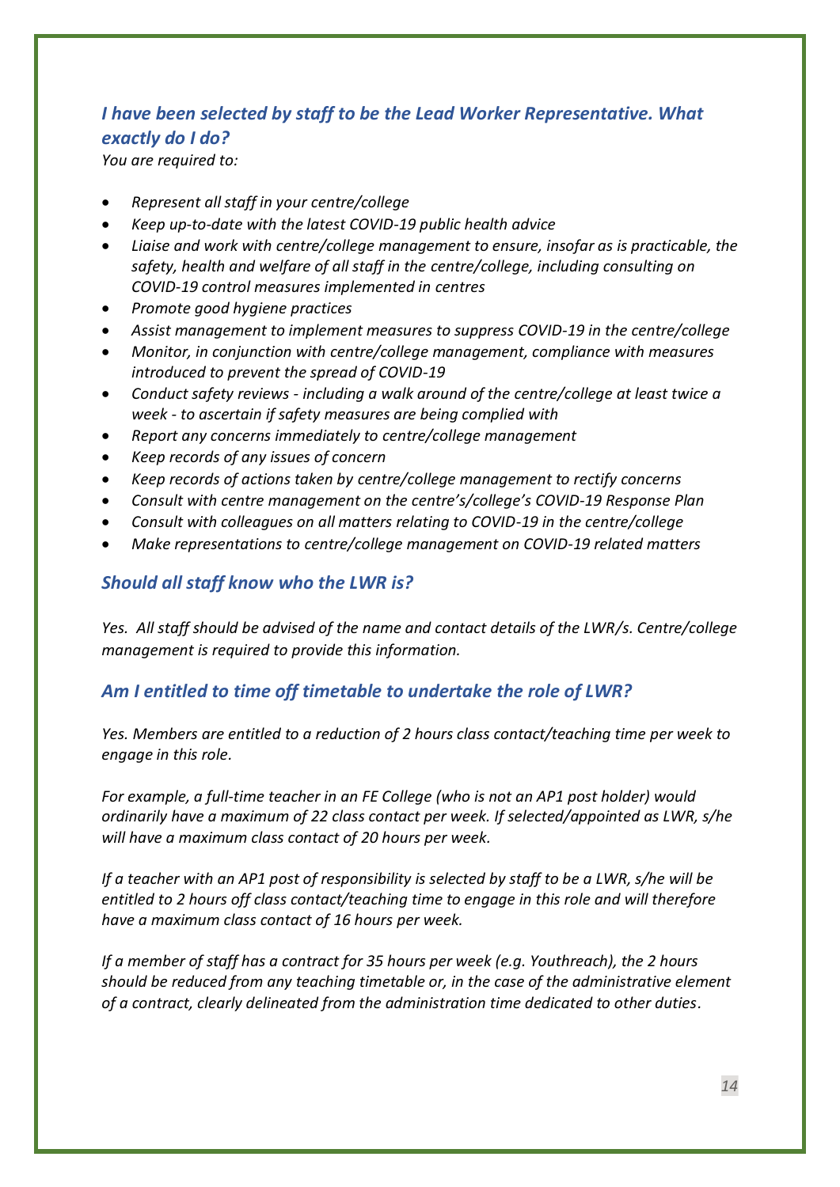### *I have been selected by staff to be the Lead Worker Representative. What exactly do I do?*

*You are required to:*

- *Represent all staff in your centre/college*
- *Keep up-to-date with the latest COVID-19 public health advice*
- *Liaise and work with centre/college management to ensure, insofar as is practicable, the safety, health and welfare of all staff in the centre/college, including consulting on COVID-19 control measures implemented in centres*
- *Promote good hygiene practices*
- *Assist management to implement measures to suppress COVID-19 in the centre/college*
- *Monitor, in conjunction with centre/college management, compliance with measures introduced to prevent the spread of COVID-19*
- *Conduct safety reviews - including a walk around of the centre/college at least twice a week - to ascertain if safety measures are being complied with*
- *Report any concerns immediately to centre/college management*
- *Keep records of any issues of concern*
- *Keep records of actions taken by centre/college management to rectify concerns*
- *Consult with centre management on the centre's/college's COVID-19 Response Plan*
- *Consult with colleagues on all matters relating to COVID-19 in the centre/college*
- *Make representations to centre/college management on COVID-19 related matters*

### *Should all staff know who the LWR is?*

*Yes. All staff should be advised of the name and contact details of the LWR/s. Centre/college management is required to provide this information.*

### *Am I entitled to time off timetable to undertake the role of LWR?*

*Yes. Members are entitled to a reduction of 2 hours class contact/teaching time per week to engage in this role.*

*For example, a full-time teacher in an FE College (who is not an AP1 post holder) would ordinarily have a maximum of 22 class contact per week. If selected/appointed as LWR, s/he will have a maximum class contact of 20 hours per week.*

*If a teacher with an AP1 post of responsibility is selected by staff to be a LWR, s/he will be entitled to 2 hours off class contact/teaching time to engage in this role and will therefore have a maximum class contact of 16 hours per week.*

*If a member of staff has a contract for 35 hours per week (e.g. Youthreach), the 2 hours should be reduced from any teaching timetable or, in the case of the administrative element of a contract, clearly delineated from the administration time dedicated to other duties.*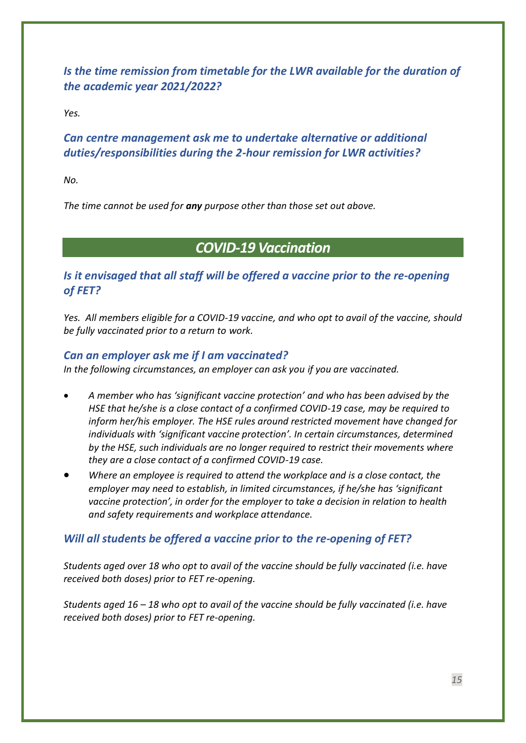### *Is the time remission from timetable for the LWR available for the duration of the academic year 2021/2022?*

*Yes.*

### *Can centre management ask me to undertake alternative or additional duties/responsibilities during the 2-hour remission for LWR activities?*

*No.*

*The time cannot be used for **any** purpose other than those set out above.*

## *COVID-19 Vaccination*

### *Is it envisaged that all staff will be offered a vaccine prior to the re-opening of FET?*

*Yes. All members eligible for a COVID-19 vaccine, and who opt to avail of the vaccine, should be fully vaccinated prior to a return to work.*

### *Can an employer ask me if I am vaccinated?*

*In the following circumstances, an employer can ask you if you are vaccinated.*

- *A member who has 'significant vaccine protection' and who has been advised by the HSE that he/she is a close contact of a confirmed COVID-19 case, may be required to inform her/his employer. The HSE rules around restricted movement have changed for individuals with 'significant vaccine protection'. In certain circumstances, determined by the HSE, such individuals are no longer required to restrict their movements where they are a close contact of a confirmed COVID-19 case.*
- *Where an employee is required to attend the workplace and is a close contact, the employer may need to establish, in limited circumstances, if he/she has 'significant vaccine protection', in order for the employer to take a decision in relation to health and safety requirements and workplace attendance.*

### *Will all students be offered a vaccine prior to the re-opening of FET?*

*Students aged over 18 who opt to avail of the vaccine should be fully vaccinated (i.e. have received both doses) prior to FET re-opening.*

*Students aged 16 – 18 who opt to avail of the vaccine should be fully vaccinated (i.e. have received both doses) prior to FET re-opening.*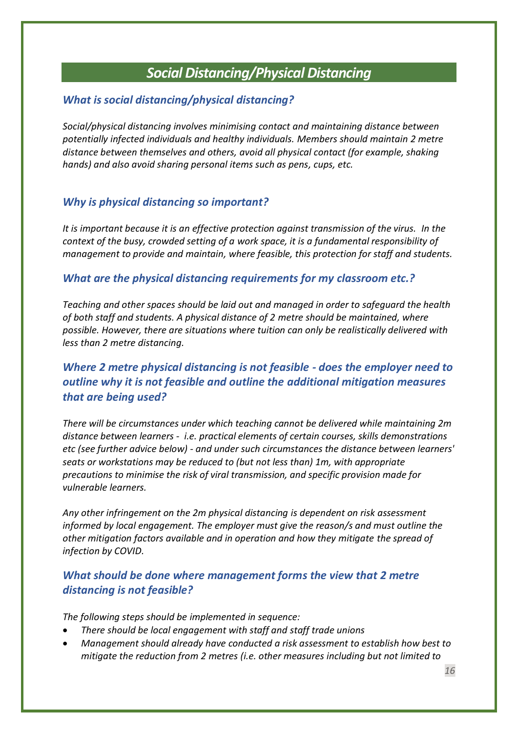## *Social Distancing/Physical Distancing*

### *What is social distancing/physical distancing?*

*Social/physical distancing involves minimising contact and maintaining distance between potentially infected individuals and healthy individuals. Members should maintain 2 metre distance between themselves and others, avoid all physical contact (for example, shaking hands) and also avoid sharing personal items such as pens, cups, etc.*

### *Why is physical distancing so important?*

*It is important because it is an effective protection against transmission of the virus. In the context of the busy, crowded setting of a work space, it is a fundamental responsibility of management to provide and maintain, where feasible, this protection for staff and students.*

### *What are the physical distancing requirements for my classroom etc.?*

*Teaching and other spaces should be laid out and managed in order to safeguard the health of both staff and students. A physical distance of 2 metre should be maintained, where possible. However, there are situations where tuition can only be realistically delivered with less than 2 metre distancing.*

### *Where 2 metre physical distancing is not feasible - does the employer need to outline why it is not feasible and outline the additional mitigation measures that are being used?*

*There will be circumstances under which teaching cannot be delivered while maintaining 2m distance between learners - i.e. practical elements of certain courses, skills demonstrations etc (see further advice below) - and under such circumstances the distance between learners' seats or workstations may be reduced to (but not less than) 1m, with appropriate precautions to minimise the risk of viral transmission, and specific provision made for vulnerable learners.*

*Any other infringement on the 2m physical distancing is dependent on risk assessment informed by local engagement. The employer must give the reason/s and must outline the other mitigation factors available and in operation and how they mitigate the spread of infection by COVID.*

### *What should be done where management forms the view that 2 metre distancing is not feasible?*

*The following steps should be implemented in sequence:*

- *There should be local engagement with staff and staff trade unions*
- *Management should already have conducted a risk assessment to establish how best to mitigate the reduction from 2 metres (i.e. other measures including but not limited to*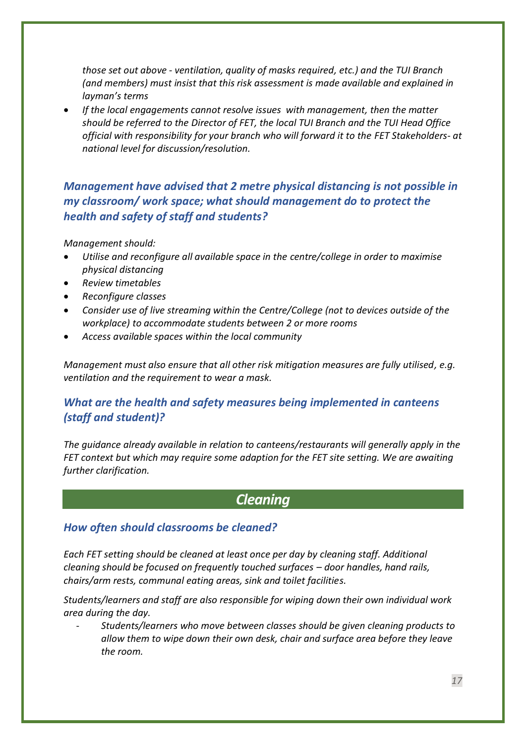*those set out above - ventilation, quality of masks required, etc.) and the TUI Branch (and members) must insist that this risk assessment is made available and explained in layman's terms*

- *If the local engagements cannot resolve issues with management, then the matter should be referred to the Director of FET, the local TUI Branch and the TUI Head Office official with responsibility for your branch who will forward it to the FET Stakeholders- at national level for discussion/resolution.*

### *Management have advised that 2 metre physical distancing is not possible in my classroom/ work space; what should management do to protect the health and safety of staff and students?*

*Management should:*

- *Utilise and reconfigure all available space in the centre/college in order to maximise physical distancing*
- *Review timetables*
- *Reconfigure classes*
- *Consider use of live streaming within the Centre/College (not to devices outside of the workplace) to accommodate students between 2 or more rooms*
- *Access available spaces within the local community*

*Management must also ensure that all other risk mitigation measures are fully utilised, e.g. ventilation and the requirement to wear a mask.*

### *What are the health and safety measures being implemented in canteens (staff and student)?*

*The guidance already available in relation to canteens/restaurants will generally apply in the FET context but which may require some adaption for the FET site setting. We are awaiting further clarification.*

## *Cleaning*

### *How often should classrooms be cleaned?*

*Each FET setting should be cleaned at least once per day by cleaning staff. Additional cleaning should be focused on frequently touched surfaces – door handles, hand rails, chairs/arm rests, communal eating areas, sink and toilet facilities.*

*Students/learners and staff are also responsible for wiping down their own individual work area during the day.*

- *Students/learners who move between classes should be given cleaning products to allow them to wipe down their own desk, chair and surface area before they leave the room.*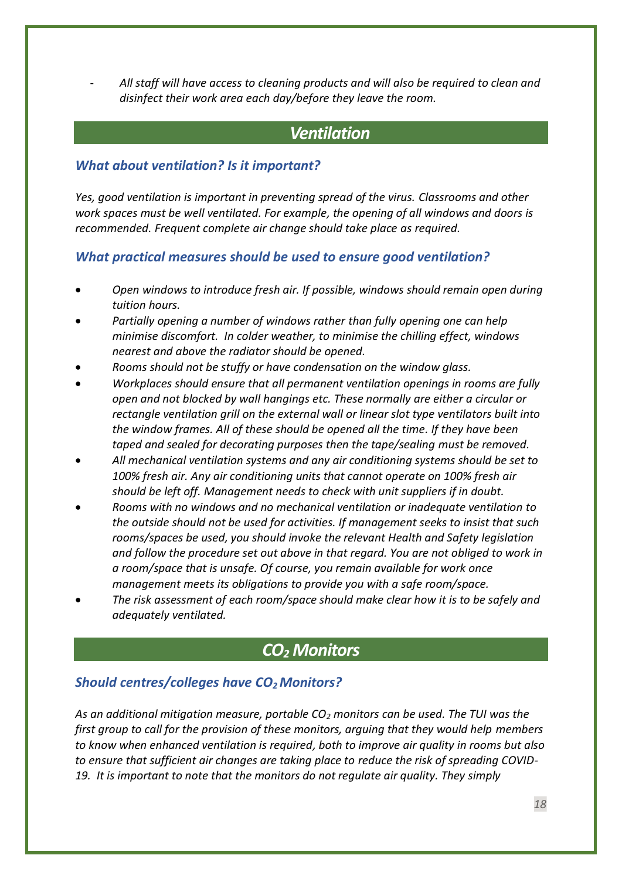- *All staff will have access to cleaning products and will also be required to clean and disinfect their work area each day/before they leave the room.*

## *Ventilation*

### *What about ventilation? Is it important?*

*Yes, good ventilation is important in preventing spread of the virus. Classrooms and other work spaces must be well ventilated. For example, the opening of all windows and doors is recommended. Frequent complete air change should take place as required.*

### *What practical measures should be used to ensure good ventilation?*

- *Open windows to introduce fresh air. If possible, windows should remain open during tuition hours.*
- *Partially opening a number of windows rather than fully opening one can help minimise discomfort. In colder weather, to minimise the chilling effect, windows nearest and above the radiator should be opened.*
- *Rooms should not be stuffy or have condensation on the window glass.*
- *Workplaces should ensure that all permanent ventilation openings in rooms are fully open and not blocked by wall hangings etc. These normally are either a circular or rectangle ventilation grill on the external wall or linear slot type ventilators built into the window frames. All of these should be opened all the time. If they have been taped and sealed for decorating purposes then the tape/sealing must be removed.*
- *All mechanical ventilation systems and any air conditioning systems should be set to 100% fresh air. Any air conditioning units that cannot operate on 100% fresh air should be left off. Management needs to check with unit suppliers if in doubt.*
- *Rooms with no windows and no mechanical ventilation or inadequate ventilation to the outside should not be used for activities. If management seeks to insist that such rooms/spaces be used, you should invoke the relevant Health and Safety legislation and follow the procedure set out above in that regard. You are not obliged to work in a room/space that is unsafe. Of course, you remain available for work once management meets its obligations to provide you with a safe room/space.*
- *The risk assessment of each room/space should make clear how it is to be safely and adequately ventilated.*

## *$CO_2$ Monitors*

### *Should centres/colleges have $CO_2$ Monitors?*

*As an additional mitigation measure, portable $CO_2$ monitors can be used. The TUI was the first group to call for the provision of these monitors, arguing that they would help members to know when enhanced ventilation is required, both to improve air quality in rooms but also to ensure that sufficient air changes are taking place to reduce the risk of spreading COVID-19. It is important to note that the monitors do not regulate air quality. They simply*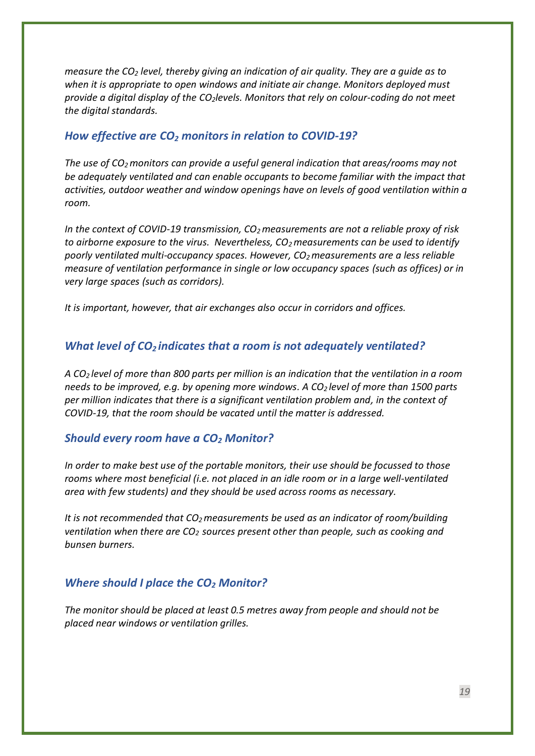*measure the $CO_2$ level, thereby giving an indication of air quality. They are a guide as to when it is appropriate to open windows and initiate air change. Monitors deployed must provide a digital display of the $CO_2$levels. Monitors that rely on colour-coding do not meet the digital standards.*

### *How effective are $CO_2$ monitors in relation to COVID-19?*

*The use of $CO_2$ monitors can provide a useful general indication that areas/rooms may not be adequately ventilated and can enable occupants to become familiar with the impact that activities, outdoor weather and window openings have on levels of good ventilation within a room.*

*In the context of COVID-19 transmission, $CO_2$ measurements are not a reliable proxy of risk to airborne exposure to the virus. Nevertheless, $CO_2$ measurements can be used to identify poorly ventilated multi-occupancy spaces. However, $CO_2$ measurements are a less reliable measure of ventilation performance in single or low occupancy spaces (such as offices) or in very large spaces (such as corridors).*

*It is important, however, that air exchanges also occur in corridors and offices.*

### *What level of $CO_2$ indicates that a room is not adequately ventilated?*

*A $CO_2$ level of more than 800 parts per million is an indication that the ventilation in a room needs to be improved, e.g. by opening more windows. A $CO_2$ level of more than 1500 parts per million indicates that there is a significant ventilation problem and, in the context of COVID-19, that the room should be vacated until the matter is addressed.*

### *Should every room have a $CO_2$ Monitor?*

*In order to make best use of the portable monitors, their use should be focussed to those rooms where most beneficial (i.e. not placed in an idle room or in a large well-ventilated area with few students) and they should be used across rooms as necessary.*

*It is not recommended that $CO_2$ measurements be used as an indicator of room/building ventilation when there are $CO_2$ sources present other than people, such as cooking and bunsen burners.*

### *Where should I place the $CO_2$ Monitor?*

*The monitor should be placed at least 0.5 metres away from people and should not be placed near windows or ventilation grilles.*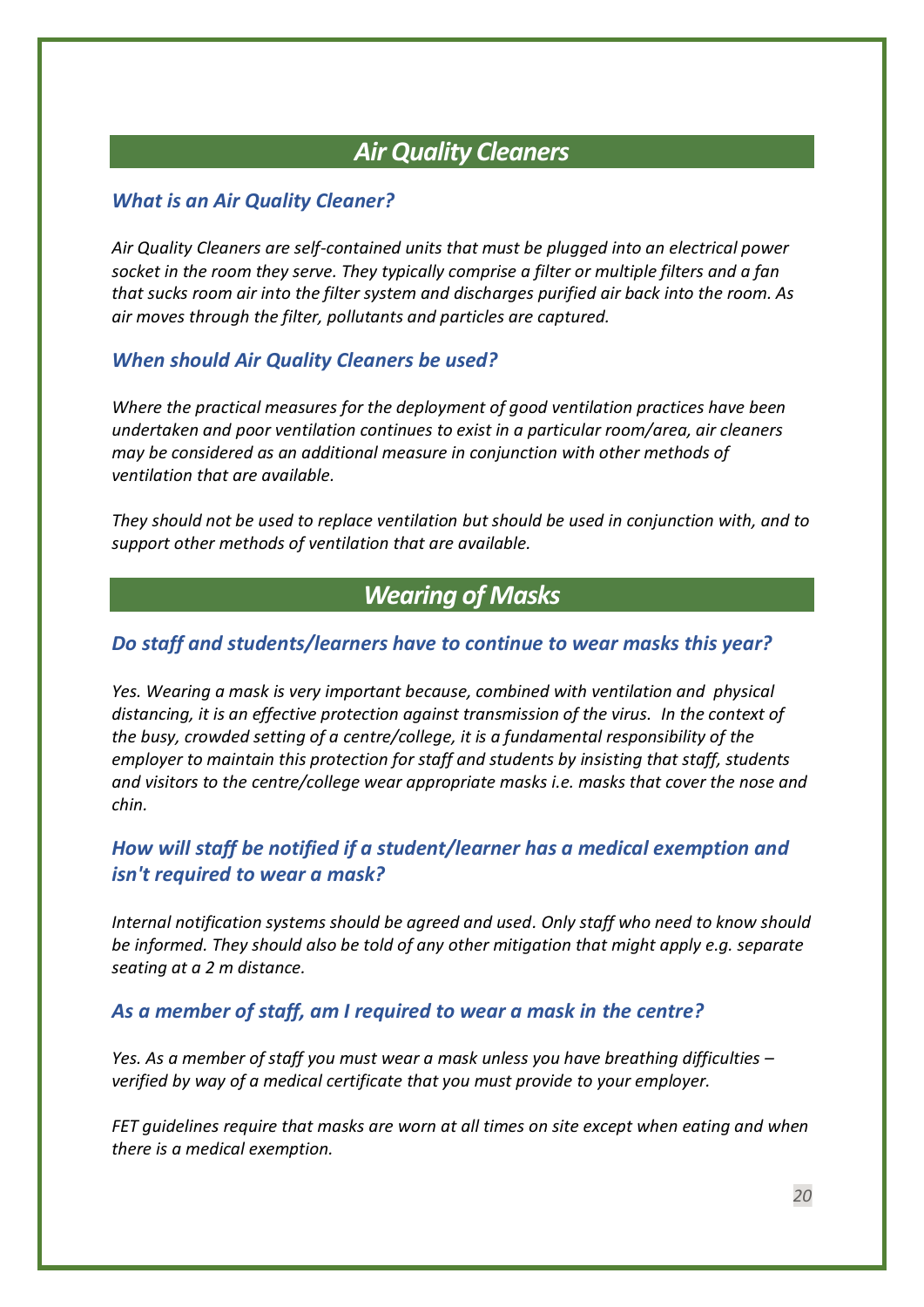## *Air Quality Cleaners*

### *What is an Air Quality Cleaner?*

*Air Quality Cleaners are self-contained units that must be plugged into an electrical power socket in the room they serve. They typically comprise a filter or multiple filters and a fan that sucks room air into the filter system and discharges purified air back into the room. As air moves through the filter, pollutants and particles are captured.*

### *When should Air Quality Cleaners be used?*

*Where the practical measures for the deployment of good ventilation practices have been undertaken and poor ventilation continues to exist in a particular room/area, air cleaners may be considered as an additional measure in conjunction with other methods of ventilation that are available.*

*They should not be used to replace ventilation but should be used in conjunction with, and to support other methods of ventilation that are available.*

## *Wearing of Masks*

### *Do staff and students/learners have to continue to wear masks this year?*

*Yes. Wearing a mask is very important because, combined with ventilation and physical distancing, it is an effective protection against transmission of the virus. In the context of the busy, crowded setting of a centre/college, it is a fundamental responsibility of the employer to maintain this protection for staff and students by insisting that staff, students and visitors to the centre/college wear appropriate masks i.e. masks that cover the nose and chin.*

### *How will staff be notified if a student/learner has a medical exemption and isn't required to wear a mask?*

*Internal notification systems should be agreed and used. Only staff who need to know should be informed. They should also be told of any other mitigation that might apply e.g. separate seating at a 2 m distance.*

### *As a member of staff, am I required to wear a mask in the centre?*

*Yes. As a member of staff you must wear a mask unless you have breathing difficulties – verified by way of a medical certificate that you must provide to your employer.*

*FET guidelines require that masks are worn at all times on site except when eating and when there is a medical exemption.*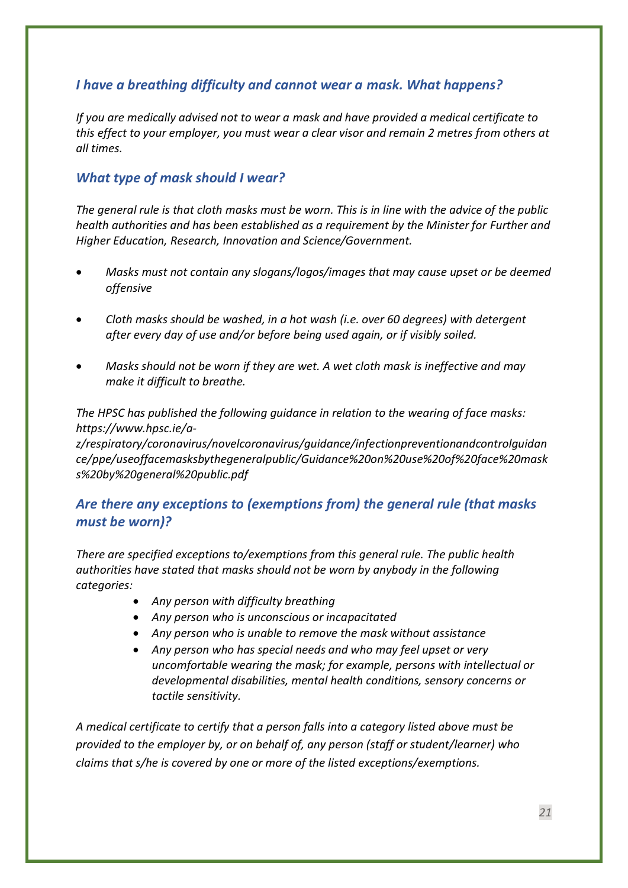### *I have a breathing difficulty and cannot wear a mask. What happens?*

*If you are medically advised not to wear a mask and have provided a medical certificate to this effect to your employer, you must wear a clear visor and remain 2 metres from others at all times.*

### *What type of mask should I wear?*

*The general rule is that cloth masks must be worn. This is in line with the advice of the public health authorities and has been established as a requirement by the Minister for Further and Higher Education, Research, Innovation and Science/Government.*

- *Masks must not contain any slogans/logos/images that may cause upset or be deemed offensive*
- *Cloth masks should be washed, in a hot wash (i.e. over 60 degrees) with detergent after every day of use and/or before being used again, or if visibly soiled.*
- *Masks should not be worn if they are wet. A wet cloth mask is ineffective and may make it difficult to breathe.*

*The HPSC has published the following guidance in relation to the wearing of face masks: https://www.hpsc.ie/a-z/respiratory/coronavirus/novelcoronavirus/guidance/infectionpreventionandcontrolguidance/ppe/useoffacemasksbythegeneralpublic/Guidance%20on%20use%20of%20face%20masks%20by%20general%20public.pdf*

### *Are there any exceptions to (exemptions from) the general rule (that masks must be worn)?*

*There are specified exceptions to/exemptions from this general rule. The public health authorities have stated that masks should not be worn by anybody in the following categories:*

- *Any person with difficulty breathing*
- *Any person who is unconscious or incapacitated*
- *Any person who is unable to remove the mask without assistance*
- *Any person who has special needs and who may feel upset or very uncomfortable wearing the mask; for example, persons with intellectual or developmental disabilities, mental health conditions, sensory concerns or tactile sensitivity.*

*A medical certificate to certify that a person falls into a category listed above must be provided to the employer by, or on behalf of, any person (staff or student/learner) who claims that s/he is covered by one or more of the listed exceptions/exemptions.*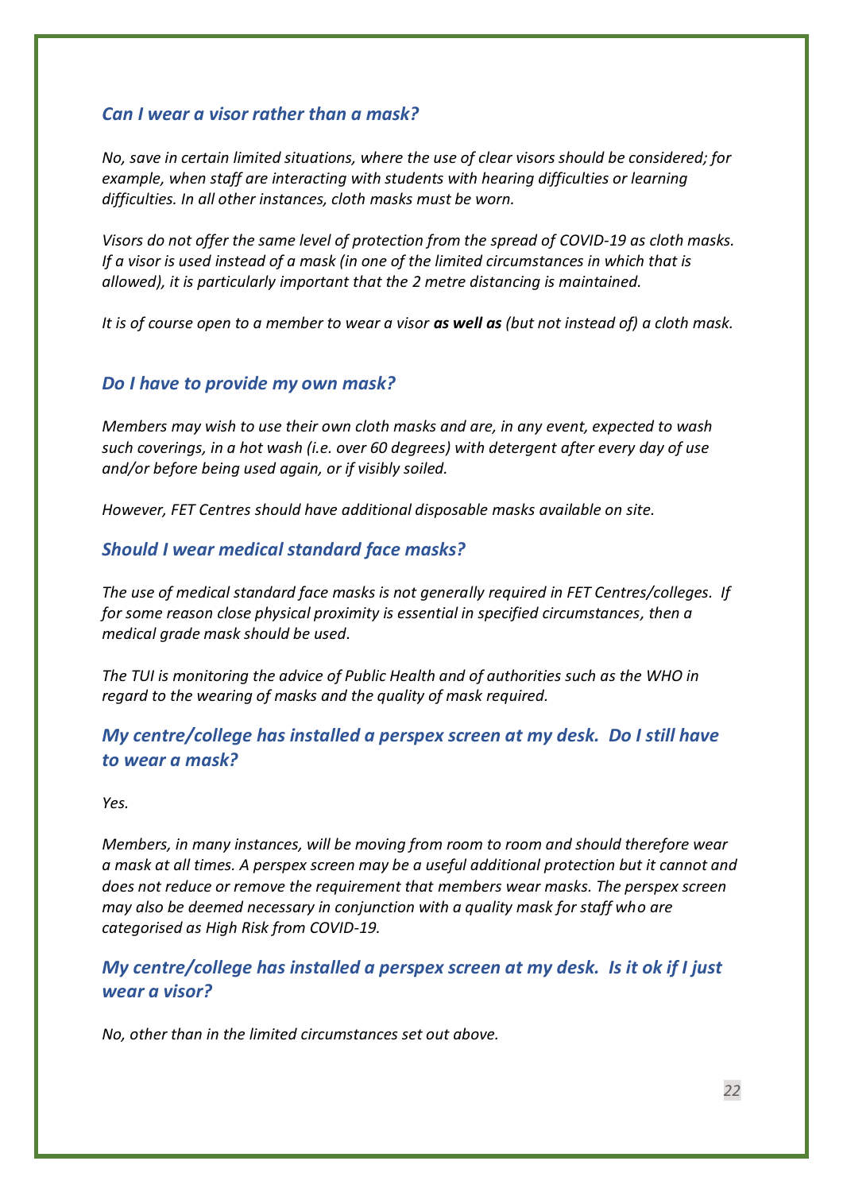### *Can I wear a visor rather than a mask?*

*No, save in certain limited situations, where the use of clear visors should be considered; for example, when staff are interacting with students with hearing difficulties or learning difficulties. In all other instances, cloth masks must be worn.*

*Visors do not offer the same level of protection from the spread of COVID-19 as cloth masks. If a visor is used instead of a mask (in one of the limited circumstances in which that is allowed), it is particularly important that the 2 metre distancing is maintained.*

*It is of course open to a member to wear a visor **as well as** (but not instead of) a cloth mask.*

### *Do I have to provide my own mask?*

*Members may wish to use their own cloth masks and are, in any event, expected to wash such coverings, in a hot wash (i.e. over 60 degrees) with detergent after every day of use and/or before being used again, or if visibly soiled.*

*However, FET Centres should have additional disposable masks available on site.*

### *Should I wear medical standard face masks?*

*The use of medical standard face masks is not generally required in FET Centres/colleges. If for some reason close physical proximity is essential in specified circumstances, then a medical grade mask should be used.*

*The TUI is monitoring the advice of Public Health and of authorities such as the WHO in regard to the wearing of masks and the quality of mask required.*

### *My centre/college has installed a perspex screen at my desk. Do I still have to wear a mask?*

*Yes.*

*Members, in many instances, will be moving from room to room and should therefore wear a mask at all times. A perspex screen may be a useful additional protection but it cannot and does not reduce or remove the requirement that members wear masks. The perspex screen may also be deemed necessary in conjunction with a quality mask for staff who are categorised as High Risk from COVID-19.*

### *My centre/college has installed a perspex screen at my desk. Is it ok if I just wear a visor?*

*No, other than in the limited circumstances set out above.*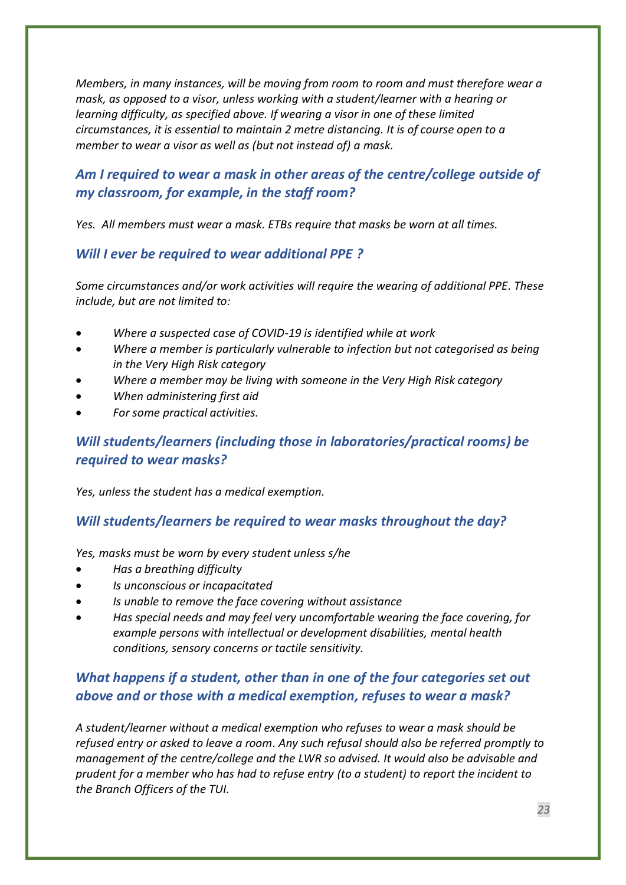*Members, in many instances, will be moving from room to room and must therefore wear a mask, as opposed to a visor, unless working with a student/learner with a hearing or learning difficulty, as specified above. If wearing a visor in one of these limited circumstances, it is essential to maintain 2 metre distancing. It is of course open to a member to wear a visor as well as (but not instead of) a mask.*

### *Am I required to wear a mask in other areas of the centre/college outside of my classroom, for example, in the staff room?*

*Yes. All members must wear a mask. ETBs require that masks be worn at all times.*

### *Will I ever be required to wear additional PPE ?*

*Some circumstances and/or work activities will require the wearing of additional PPE. These include, but are not limited to:*

- *Where a suspected case of COVID-19 is identified while at work*
- *Where a member is particularly vulnerable to infection but not categorised as being in the Very High Risk category*
- *Where a member may be living with someone in the Very High Risk category*
- *When administering first aid*
- *For some practical activities.*

### *Will students/learners (including those in laboratories/practical rooms) be required to wear masks?*

*Yes, unless the student has a medical exemption.*

### *Will students/learners be required to wear masks throughout the day?*

*Yes, masks must be worn by every student unless s/he*

- *Has a breathing difficulty*
- *Is unconscious or incapacitated*
- *Is unable to remove the face covering without assistance*
- *Has special needs and may feel very uncomfortable wearing the face covering, for example persons with intellectual or development disabilities, mental health conditions, sensory concerns or tactile sensitivity.*

### *What happens if a student, other than in one of the four categories set out above and or those with a medical exemption, refuses to wear a mask?*

*A student/learner without a medical exemption who refuses to wear a mask should be refused entry or asked to leave a room. Any such refusal should also be referred promptly to management of the centre/college and the LWR so advised. It would also be advisable and prudent for a member who has had to refuse entry (to a student) to report the incident to the Branch Officers of the TUI.*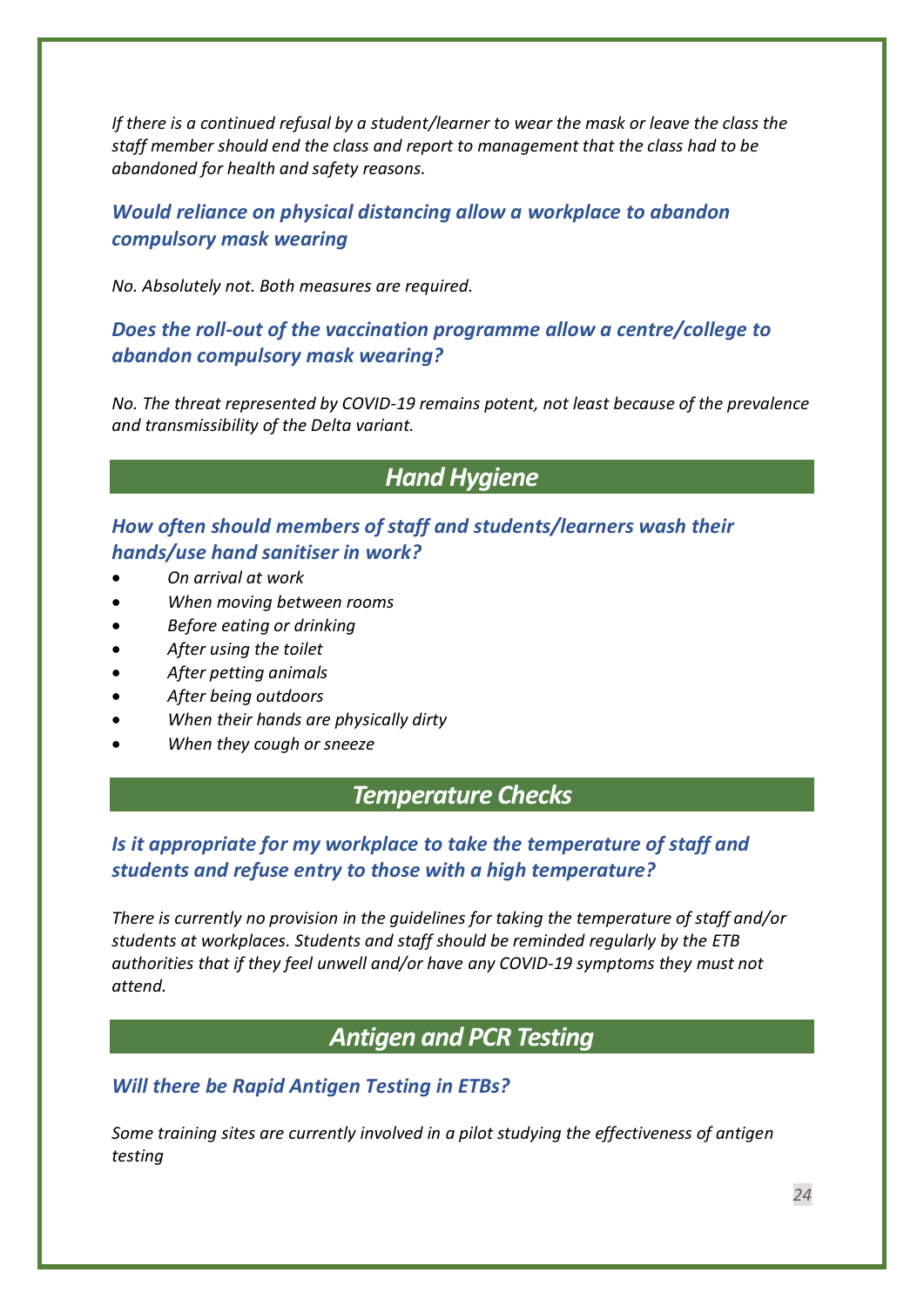*If there is a continued refusal by a student/learner to wear the mask or leave the class the staff member should end the class and report to management that the class had to be abandoned for health and safety reasons.*

### *Would reliance on physical distancing allow a workplace to abandon compulsory mask wearing*

*No. Absolutely not. Both measures are required.*

### *Does the roll-out of the vaccination programme allow a centre/college to abandon compulsory mask wearing?*

*No. The threat represented by COVID-19 remains potent, not least because of the prevalence and transmissibility of the Delta variant.*

## *Hand Hygiene*

### *How often should members of staff and students/learners wash their hands/use hand sanitiser in work?*

- *On arrival at work*
- *When moving between rooms*
- *Before eating or drinking*
- *After using the toilet*
- *After petting animals*
- *After being outdoors*
- *When their hands are physically dirty*
- *When they cough or sneeze*

## *Temperature Checks*

### *Is it appropriate for my workplace to take the temperature of staff and students and refuse entry to those with a high temperature?*

*There is currently no provision in the guidelines for taking the temperature of staff and/or students at workplaces. Students and staff should be reminded regularly by the ETB authorities that if they feel unwell and/or have any COVID-19 symptoms they must not attend.*

## *Antigen and PCR Testing*

### *Will there be Rapid Antigen Testing in ETBs?*

*Some training sites are currently involved in a pilot studying the effectiveness of antigen testing*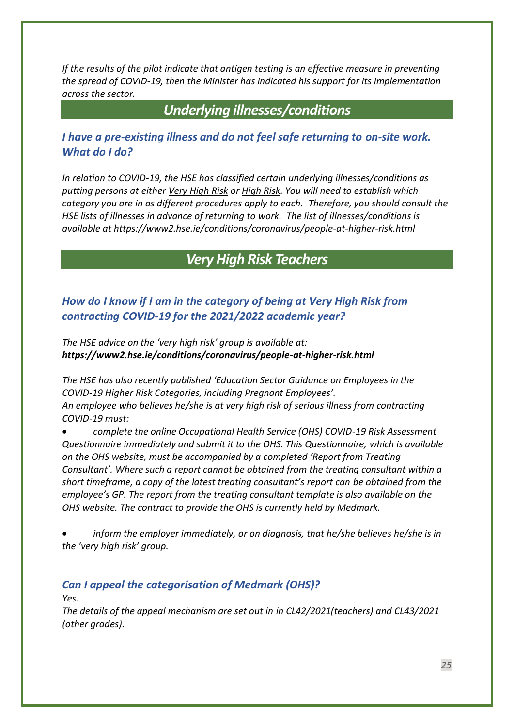*If the results of the pilot indicate that antigen testing is an effective measure in preventing the spread of COVID-19, then the Minister has indicated his support for its implementation across the sector.*

## *Underlying illnesses/conditions*

### *I have a pre-existing illness and do not feel safe returning to on-site work. What do I do?*

*In relation to COVID-19, the HSE has classified certain underlying illnesses/conditions as putting persons at either Very High Risk or High Risk. You will need to establish which category you are in as different procedures apply to each. Therefore, you should consult the HSE lists of illnesses in advance of returning to work. The list of illnesses/conditions is available at https://www2.hse.ie/conditions/coronavirus/people-at-higher-risk.html*

## *Very High Risk Teachers*

### *How do I know if I am in the category of being at Very High Risk from contracting COVID-19 for the 2021/2022 academic year?*

*The HSE advice on the 'very high risk' group is available at:*
***https://www2.hse.ie/conditions/coronavirus/people-at-higher-risk.html***

*The HSE has also recently published 'Education Sector Guidance on Employees in the COVID-19 Higher Risk Categories, including Pregnant Employees'.*
*An employee who believes he/she is at very high risk of serious illness from contracting COVID-19 must:*

- *complete the online Occupational Health Service (OHS) COVID-19 Risk Assessment Questionnaire immediately and submit it to the OHS. This Questionnaire, which is available on the OHS website, must be accompanied by a completed 'Report from Treating Consultant'. Where such a report cannot be obtained from the treating consultant within a short timeframe, a copy of the latest treating consultant's report can be obtained from the employee's GP. The report from the treating consultant template is also available on the OHS website. The contract to provide the OHS is currently held by Medmark.*

- *inform the employer immediately, or on diagnosis, that he/she believes he/she is in the 'very high risk' group.*

### *Can I appeal the categorisation of Medmark (OHS)?*

*Yes.*
*The details of the appeal mechanism are set out in in CL42/2021(teachers) and CL43/2021 (other grades).*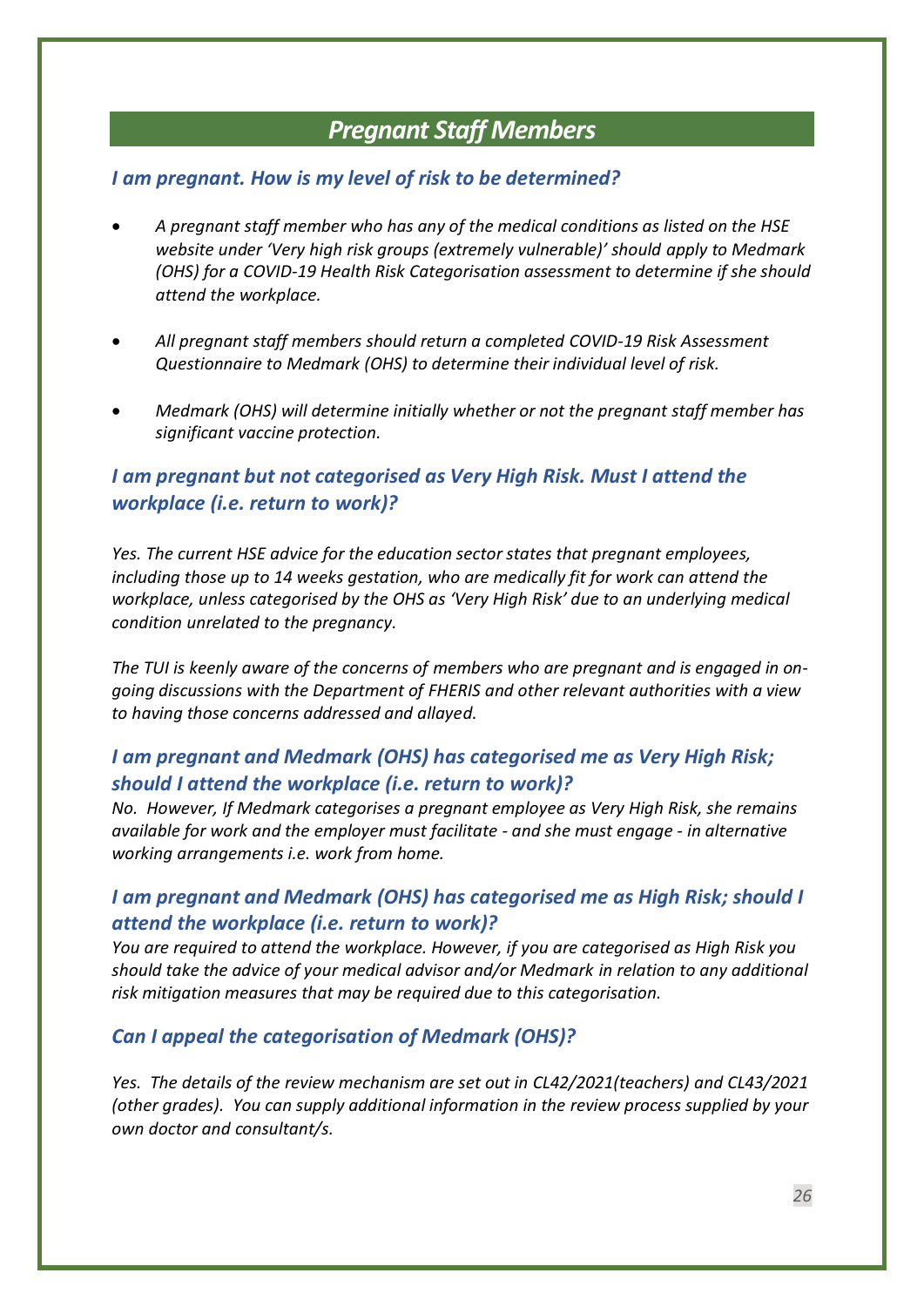## *Pregnant Staff Members*

### *I am pregnant. How is my level of risk to be determined?*

- *A pregnant staff member who has any of the medical conditions as listed on the HSE website under 'Very high risk groups (extremely vulnerable)' should apply to Medmark (OHS) for a COVID-19 Health Risk Categorisation assessment to determine if she should attend the workplace.*
- *All pregnant staff members should return a completed COVID-19 Risk Assessment Questionnaire to Medmark (OHS) to determine their individual level of risk.*
- *Medmark (OHS) will determine initially whether or not the pregnant staff member has significant vaccine protection.*

### *I am pregnant but not categorised as Very High Risk. Must I attend the workplace (i.e. return to work)?*

*Yes. The current HSE advice for the education sector states that pregnant employees, including those up to 14 weeks gestation, who are medically fit for work can attend the workplace, unless categorised by the OHS as 'Very High Risk' due to an underlying medical condition unrelated to the pregnancy.*

*The TUI is keenly aware of the concerns of members who are pregnant and is engaged in on-going discussions with the Department of FHERIS and other relevant authorities with a view to having those concerns addressed and allayed.*

### *I am pregnant and Medmark (OHS) has categorised me as Very High Risk; should I attend the workplace (i.e. return to work)?*

*No. However, If Medmark categorises a pregnant employee as Very High Risk, she remains available for work and the employer must facilitate - and she must engage - in alternative working arrangements i.e. work from home.*

### *I am pregnant and Medmark (OHS) has categorised me as High Risk; should I attend the workplace (i.e. return to work)?*

*You are required to attend the workplace. However, if you are categorised as High Risk you should take the advice of your medical advisor and/or Medmark in relation to any additional risk mitigation measures that may be required due to this categorisation.*

### *Can I appeal the categorisation of Medmark (OHS)?*

*Yes. The details of the review mechanism are set out in CL42/2021(teachers) and CL43/2021 (other grades). You can supply additional information in the review process supplied by your own doctor and consultant/s.*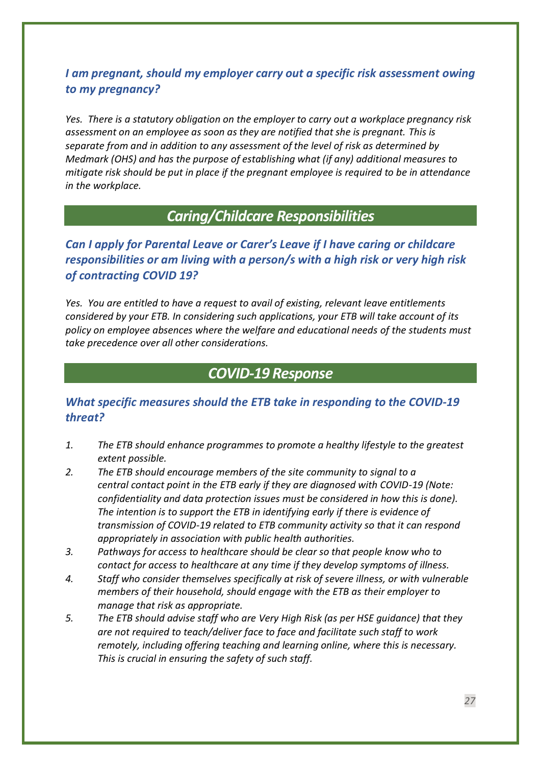### *I am pregnant, should my employer carry out a specific risk assessment owing to my pregnancy?*

*Yes. There is a statutory obligation on the employer to carry out a workplace pregnancy risk assessment on an employee as soon as they are notified that she is pregnant. This is separate from and in addition to any assessment of the level of risk as determined by Medmark (OHS) and has the purpose of establishing what (if any) additional measures to mitigate risk should be put in place if the pregnant employee is required to be in attendance in the workplace.*

## *Caring/Childcare Responsibilities*

### *Can I apply for Parental Leave or Carer's Leave if I have caring or childcare responsibilities or am living with a person/s with a high risk or very high risk of contracting COVID 19?*

*Yes. You are entitled to have a request to avail of existing, relevant leave entitlements considered by your ETB. In considering such applications, your ETB will take account of its policy on employee absences where the welfare and educational needs of the students must take precedence over all other considerations.*

## *COVID-19 Response*

### *What specific measures should the ETB take in responding to the COVID-19 threat?*

1. *The ETB should enhance programmes to promote a healthy lifestyle to the greatest extent possible.*
2. *The ETB should encourage members of the site community to signal to a central contact point in the ETB early if they are diagnosed with COVID-19 (Note: confidentiality and data protection issues must be considered in how this is done). The intention is to support the ETB in identifying early if there is evidence of transmission of COVID-19 related to ETB community activity so that it can respond appropriately in association with public health authorities.*
3. *Pathways for access to healthcare should be clear so that people know who to contact for access to healthcare at any time if they develop symptoms of illness.*
4. *Staff who consider themselves specifically at risk of severe illness, or with vulnerable members of their household, should engage with the ETB as their employer to manage that risk as appropriate.*
5. *The ETB should advise staff who are Very High Risk (as per HSE guidance) that they are not required to teach/deliver face to face and facilitate such staff to work remotely, including offering teaching and learning online, where this is necessary. This is crucial in ensuring the safety of such staff.*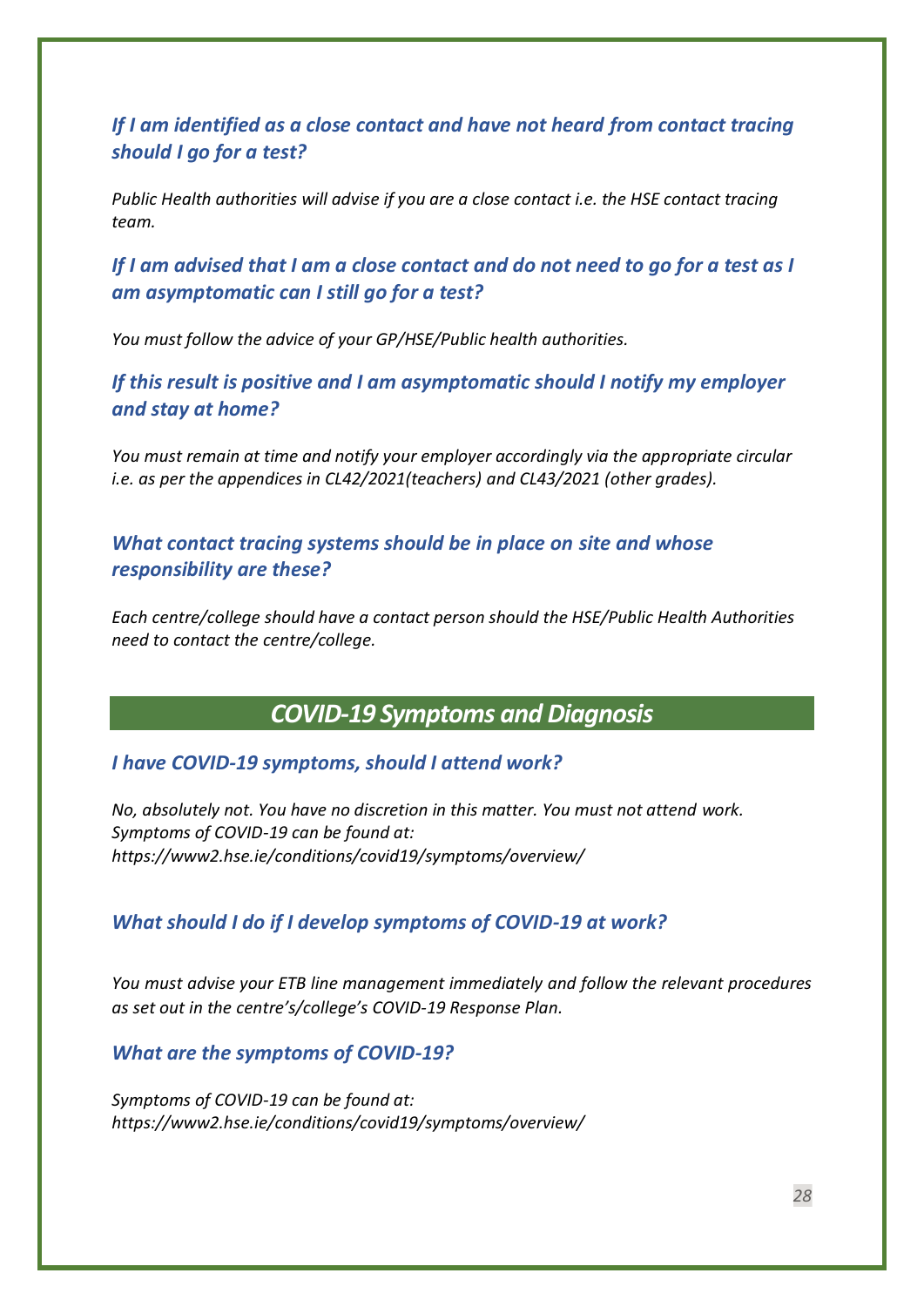### *If I am identified as a close contact and have not heard from contact tracing should I go for a test?*

*Public Health authorities will advise if you are a close contact i.e. the HSE contact tracing team.*

### *If I am advised that I am a close contact and do not need to go for a test as I am asymptomatic can I still go for a test?*

*You must follow the advice of your GP/HSE/Public health authorities.*

### *If this result is positive and I am asymptomatic should I notify my employer and stay at home?*

*You must remain at time and notify your employer accordingly via the appropriate circular i.e. as per the appendices in CL42/2021(teachers) and CL43/2021 (other grades).*

### *What contact tracing systems should be in place on site and whose responsibility are these?*

*Each centre/college should have a contact person should the HSE/Public Health Authorities need to contact the centre/college.*

## *COVID-19 Symptoms and Diagnosis*

### *I have COVID-19 symptoms, should I attend work?*

*No, absolutely not. You have no discretion in this matter. You must not attend work. Symptoms of COVID-19 can be found at: https://www2.hse.ie/conditions/covid19/symptoms/overview/*

### *What should I do if I develop symptoms of COVID-19 at work?*

*You must advise your ETB line management immediately and follow the relevant procedures as set out in the centre's/college's COVID-19 Response Plan.*

### *What are the symptoms of COVID-19?*

*Symptoms of COVID-19 can be found at: https://www2.hse.ie/conditions/covid19/symptoms/overview/*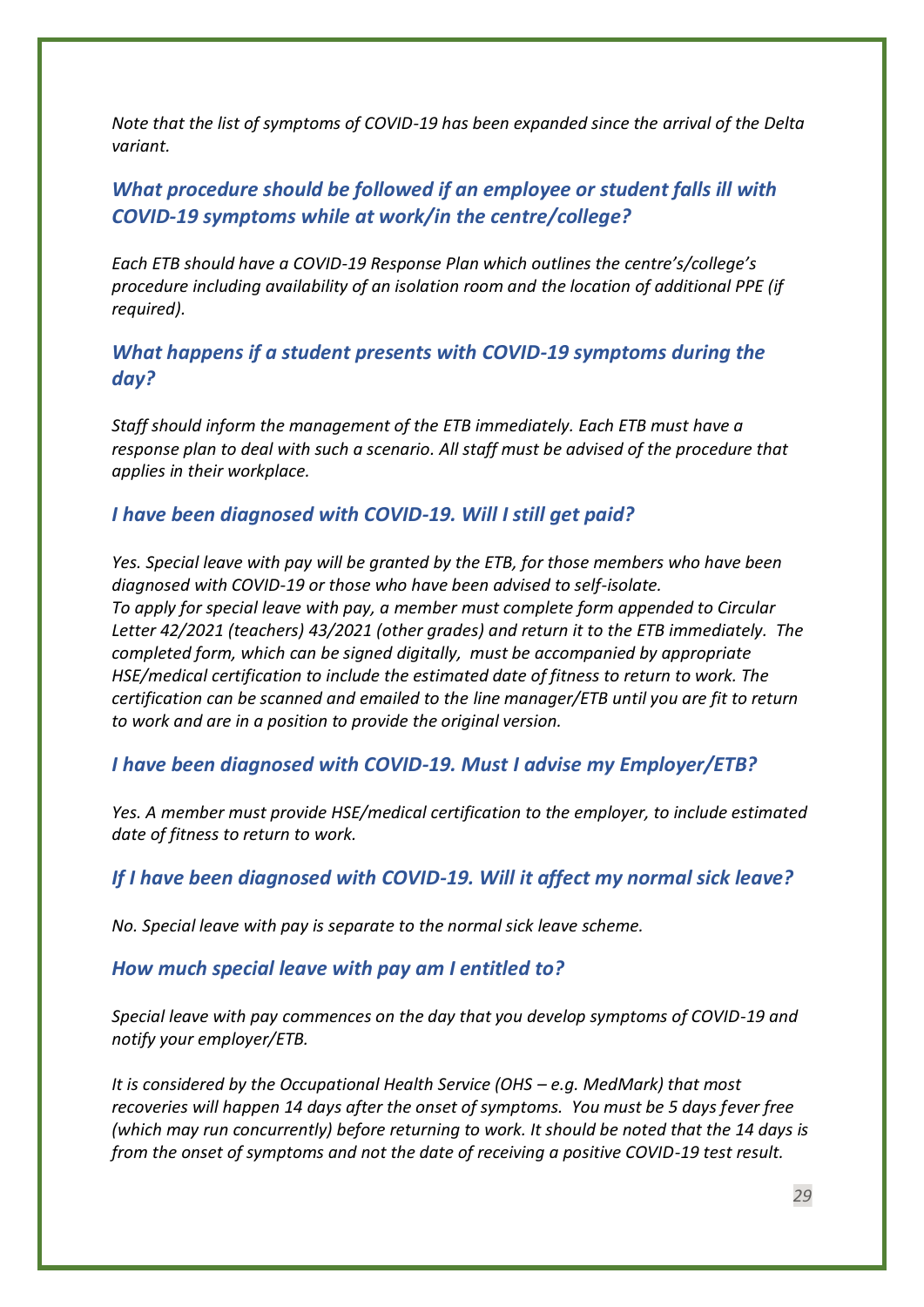*Note that the list of symptoms of COVID-19 has been expanded since the arrival of the Delta variant.*

### *What procedure should be followed if an employee or student falls ill with COVID-19 symptoms while at work/in the centre/college?*

*Each ETB should have a COVID-19 Response Plan which outlines the centre's/college's procedure including availability of an isolation room and the location of additional PPE (if required).*

### *What happens if a student presents with COVID-19 symptoms during the day?*

*Staff should inform the management of the ETB immediately. Each ETB must have a response plan to deal with such a scenario. All staff must be advised of the procedure that applies in their workplace.*

### *I have been diagnosed with COVID-19. Will I still get paid?*

*Yes. Special leave with pay will be granted by the ETB, for those members who have been diagnosed with COVID-19 or those who have been advised to self-isolate.*
*To apply for special leave with pay, a member must complete form appended to Circular Letter 42/2021 (teachers) 43/2021 (other grades) and return it to the ETB immediately. The completed form, which can be signed digitally, must be accompanied by appropriate HSE/medical certification to include the estimated date of fitness to return to work. The certification can be scanned and emailed to the line manager/ETB until you are fit to return to work and are in a position to provide the original version.*

### *I have been diagnosed with COVID-19. Must I advise my Employer/ETB?*

*Yes. A member must provide HSE/medical certification to the employer, to include estimated date of fitness to return to work.*

### *If I have been diagnosed with COVID-19. Will it affect my normal sick leave?*

*No. Special leave with pay is separate to the normal sick leave scheme.*

### *How much special leave with pay am I entitled to?*

*Special leave with pay commences on the day that you develop symptoms of COVID-19 and notify your employer/ETB.*

*It is considered by the Occupational Health Service (OHS – e.g. MedMark) that most recoveries will happen 14 days after the onset of symptoms. You must be 5 days fever free (which may run concurrently) before returning to work. It should be noted that the 14 days is from the onset of symptoms and not the date of receiving a positive COVID-19 test result.*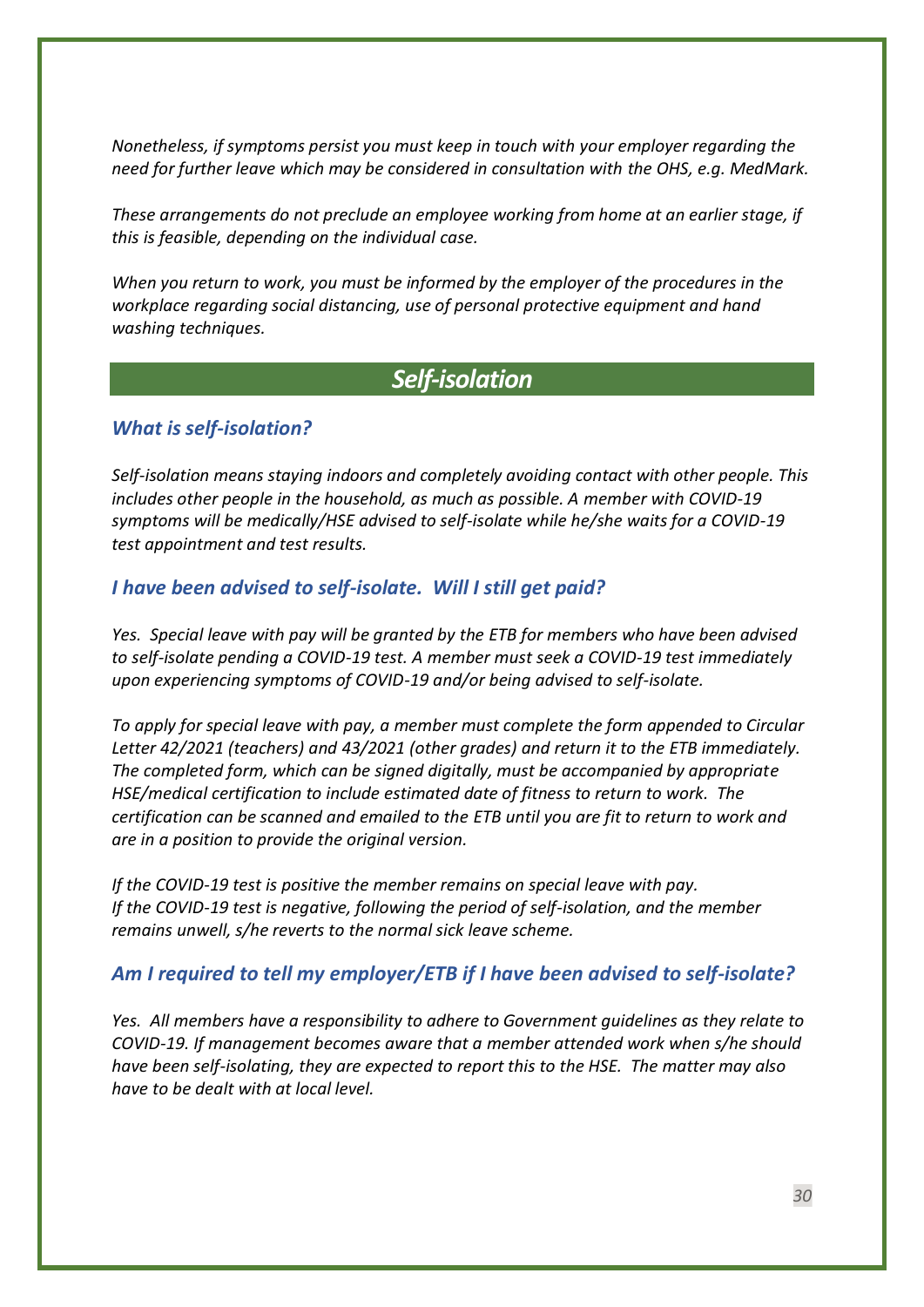*Nonetheless, if symptoms persist you must keep in touch with your employer regarding the need for further leave which may be considered in consultation with the OHS, e.g. MedMark.*

*These arrangements do not preclude an employee working from home at an earlier stage, if this is feasible, depending on the individual case.*

*When you return to work, you must be informed by the employer of the procedures in the workplace regarding social distancing, use of personal protective equipment and hand washing techniques.*

## *Self-isolation*

### *What is self-isolation?*

*Self-isolation means staying indoors and completely avoiding contact with other people. This includes other people in the household, as much as possible. A member with COVID-19 symptoms will be medically/HSE advised to self-isolate while he/she waits for a COVID-19 test appointment and test results.*

### *I have been advised to self-isolate. Will I still get paid?*

*Yes. Special leave with pay will be granted by the ETB for members who have been advised to self-isolate pending a COVID-19 test. A member must seek a COVID-19 test immediately upon experiencing symptoms of COVID-19 and/or being advised to self-isolate.*

*To apply for special leave with pay, a member must complete the form appended to Circular Letter 42/2021 (teachers) and 43/2021 (other grades) and return it to the ETB immediately. The completed form, which can be signed digitally, must be accompanied by appropriate HSE/medical certification to include estimated date of fitness to return to work. The certification can be scanned and emailed to the ETB until you are fit to return to work and are in a position to provide the original version.*

*If the COVID-19 test is positive the member remains on special leave with pay.*
*If the COVID-19 test is negative, following the period of self-isolation, and the member remains unwell, s/he reverts to the normal sick leave scheme.*

### *Am I required to tell my employer/ETB if I have been advised to self-isolate?*

*Yes. All members have a responsibility to adhere to Government guidelines as they relate to COVID-19. If management becomes aware that a member attended work when s/he should have been self-isolating, they are expected to report this to the HSE. The matter may also have to be dealt with at local level.*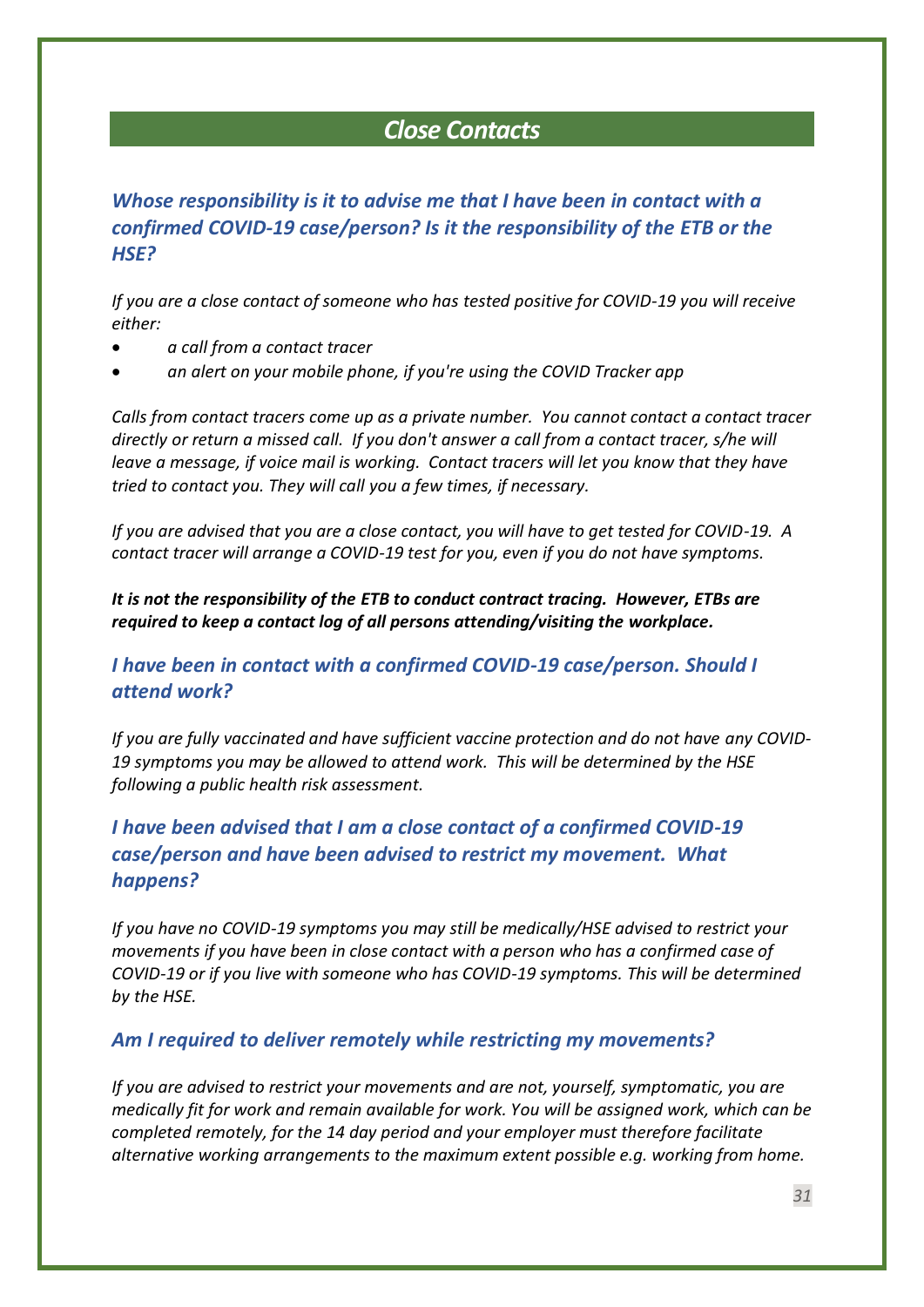## *Close Contacts*

### *Whose responsibility is it to advise me that I have been in contact with a confirmed COVID-19 case/person? Is it the responsibility of the ETB or the HSE?*

*If you are a close contact of someone who has tested positive for COVID-19 you will receive either:*

- *a call from a contact tracer*
- *an alert on your mobile phone, if you're using the COVID Tracker app*

*Calls from contact tracers come up as a private number. You cannot contact a contact tracer directly or return a missed call. If you don't answer a call from a contact tracer, s/he will leave a message, if voice mail is working. Contact tracers will let you know that they have tried to contact you. They will call you a few times, if necessary.*

*If you are advised that you are a close contact, you will have to get tested for COVID-19. A contact tracer will arrange a COVID-19 test for you, even if you do not have symptoms.*

***It is not the responsibility of the ETB to conduct contract tracing. However, ETBs are required to keep a contact log of all persons attending/visiting the workplace.***

### *I have been in contact with a confirmed COVID-19 case/person. Should I attend work?*

*If you are fully vaccinated and have sufficient vaccine protection and do not have any COVID-19 symptoms you may be allowed to attend work. This will be determined by the HSE following a public health risk assessment.*

### *I have been advised that I am a close contact of a confirmed COVID-19 case/person and have been advised to restrict my movement. What happens?*

*If you have no COVID-19 symptoms you may still be medically/HSE advised to restrict your movements if you have been in close contact with a person who has a confirmed case of COVID-19 or if you live with someone who has COVID-19 symptoms. This will be determined by the HSE.*

### *Am I required to deliver remotely while restricting my movements?*

*If you are advised to restrict your movements and are not, yourself, symptomatic, you are medically fit for work and remain available for work. You will be assigned work, which can be completed remotely, for the 14 day period and your employer must therefore facilitate alternative working arrangements to the maximum extent possible e.g. working from home.*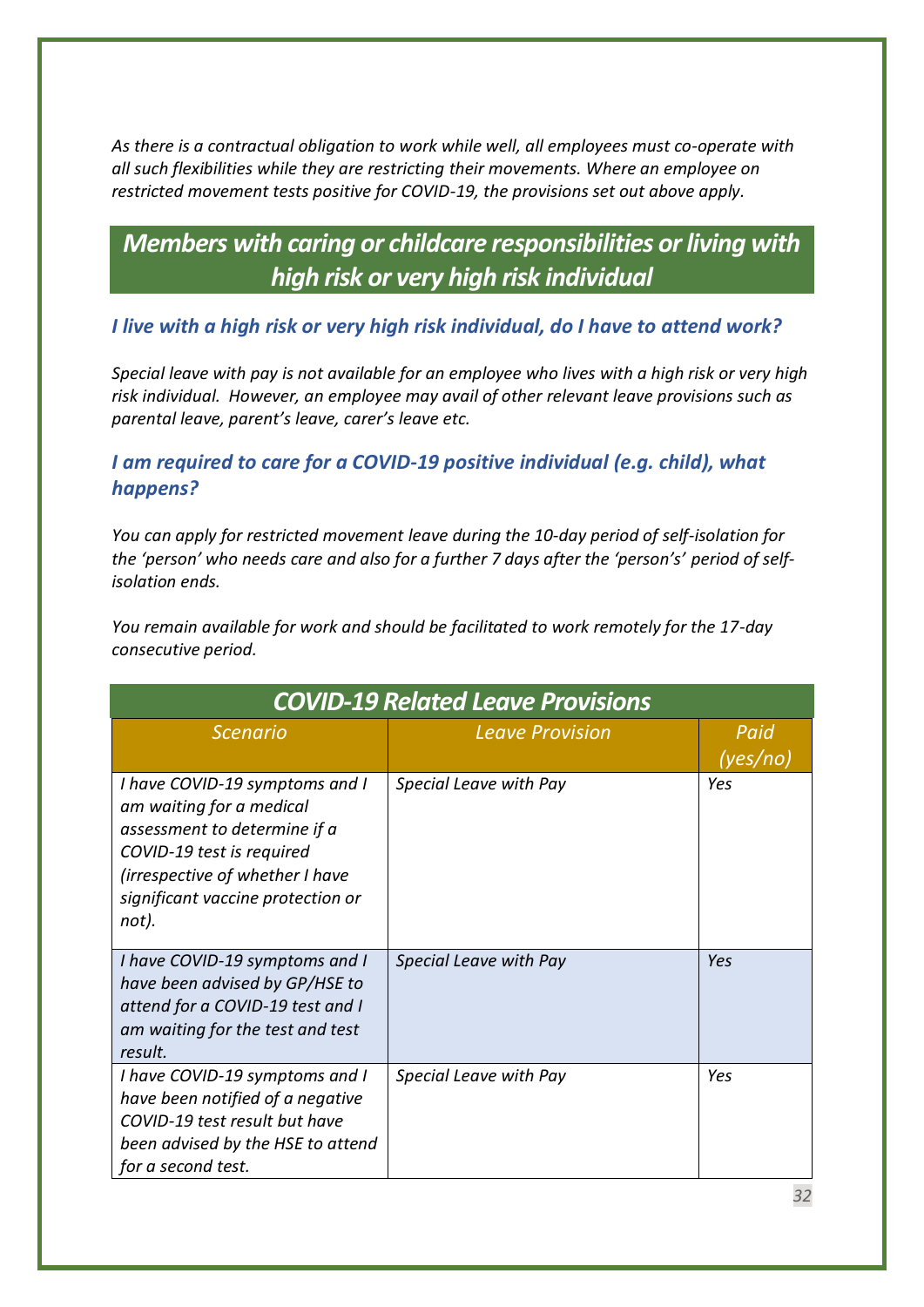*As there is a contractual obligation to work while well, all employees must co-operate with all such flexibilities while they are restricting their movements. Where an employee on restricted movement tests positive for COVID-19, the provisions set out above apply.*

## *Members with caring or childcare responsibilities or living with high risk or very high risk individual*

### *I live with a high risk or very high risk individual, do I have to attend work?*

*Special leave with pay is not available for an employee who lives with a high risk or very high risk individual. However, an employee may avail of other relevant leave provisions such as parental leave, parent's leave, carer's leave etc.*

### *I am required to care for a COVID-19 positive individual (e.g. child), what happens?*

*You can apply for restricted movement leave during the 10-day period of self-isolation for the 'person' who needs care and also for a further 7 days after the 'person's' period of self-isolation ends.*

*You remain available for work and should be facilitated to work remotely for the 17-day consecutive period.*

## *COVID-19 Related Leave Provisions*

| *Scenario* | *Leave Provision* | *Paid (yes/no)* |
|---|---|---|
| *I have COVID-19 symptoms and I am waiting for a medical assessment to determine if a COVID-19 test is required (irrespective of whether I have significant vaccine protection or not).* | *Special Leave with Pay* | *Yes* |
| *I have COVID-19 symptoms and I have been advised by GP/HSE to attend for a COVID-19 test and I am waiting for the test and test result.* | *Special Leave with Pay* | *Yes* |
| *I have COVID-19 symptoms and I have been notified of a negative COVID-19 test result but have been advised by the HSE to attend for a second test.* | *Special Leave with Pay* | *Yes* |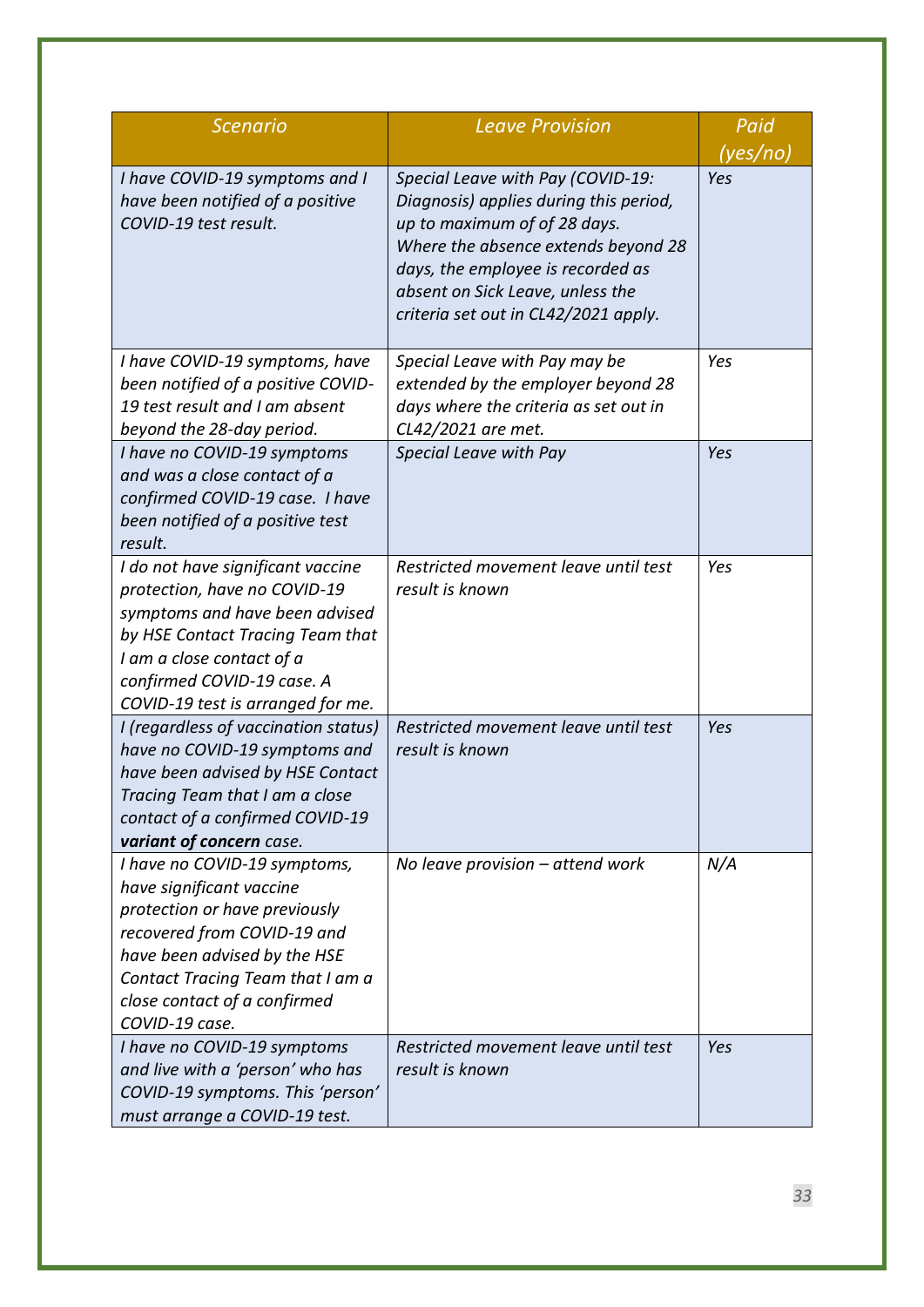| *Scenario* | *Leave Provision* | *Paid (yes/no)* |
|---|---|---|
| *I have COVID-19 symptoms and I have been notified of a positive COVID-19 test result.* | *Special Leave with Pay (COVID-19: Diagnosis) applies during this period, up to maximum of of 28 days. Where the absence extends beyond 28 days, the employee is recorded as absent on Sick Leave, unless the criteria set out in CL42/2021 apply.* | *Yes* |
| *I have COVID-19 symptoms, have been notified of a positive COVID-19 test result and I am absent beyond the 28-day period.* | *Special Leave with Pay may be extended by the employer beyond 28 days where the criteria as set out in CL42/2021 are met.* | *Yes* |
| *I have no COVID-19 symptoms and was a close contact of a confirmed COVID-19 case. I have been notified of a positive test result.* | *Special Leave with Pay* | *Yes* |
| *I do not have significant vaccine protection, have no COVID-19 symptoms and have been advised by HSE Contact Tracing Team that I am a close contact of a confirmed COVID-19 case. A COVID-19 test is arranged for me.* | *Restricted movement leave until test result is known* | *Yes* |
| *I (regardless of vaccination status) have no COVID-19 symptoms and have been advised by HSE Contact Tracing Team that I am a close contact of a confirmed COVID-19* ***variant of concern*** *case.* | *Restricted movement leave until test result is known* | *Yes* |
| *I have no COVID-19 symptoms, have significant vaccine protection or have previously recovered from COVID-19 and have been advised by the HSE Contact Tracing Team that I am a close contact of a confirmed COVID-19 case.* | *No leave provision – attend work* | *N/A* |
| *I have no COVID-19 symptoms and live with a 'person' who has COVID-19 symptoms. This 'person' must arrange a COVID-19 test.* | *Restricted movement leave until test result is known* | *Yes* |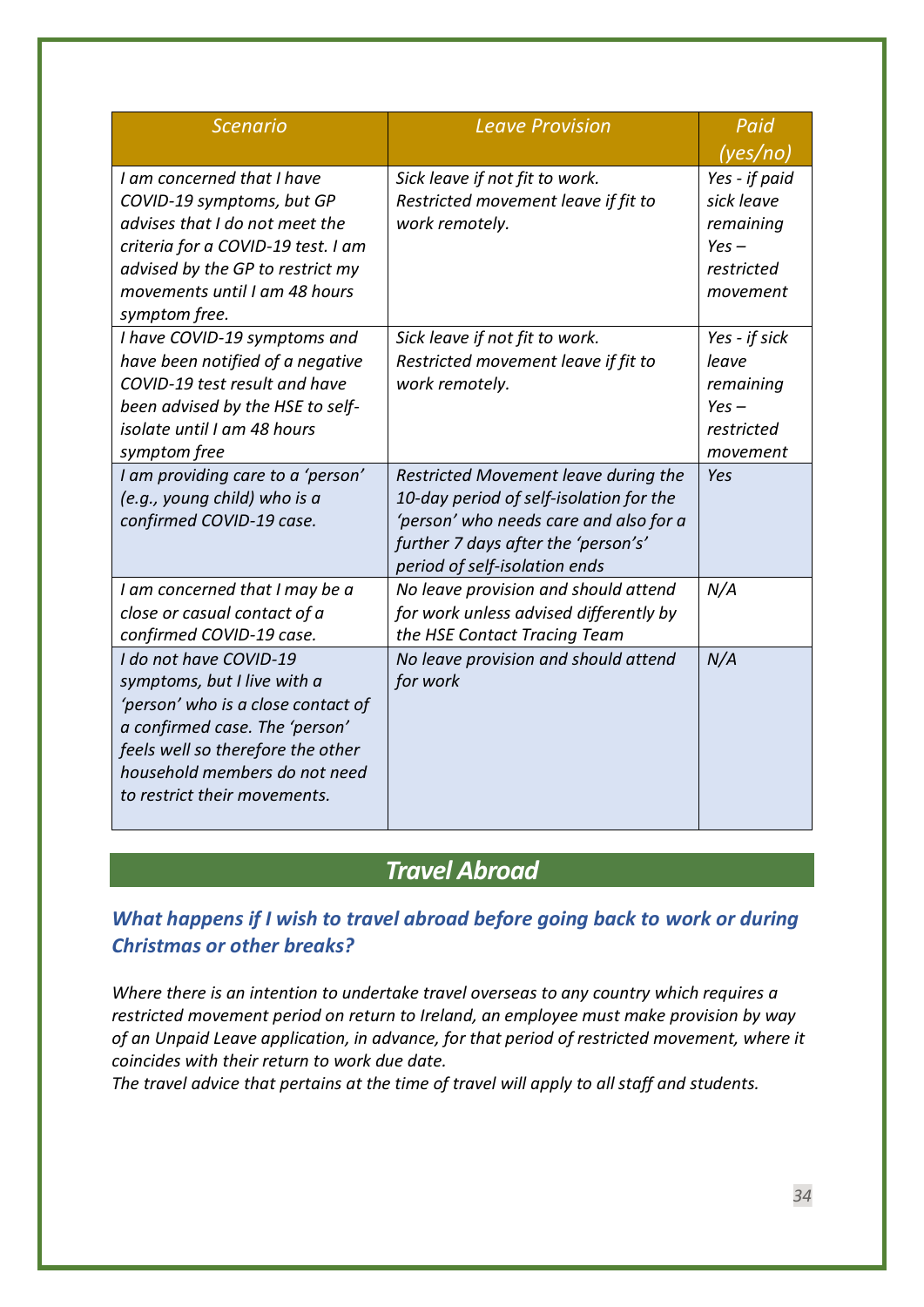| *Scenario* | *Leave Provision* | *Paid (yes/no)* |
| --- | --- | --- |
| *I am concerned that I have COVID-19 symptoms, but GP advises that I do not meet the criteria for a COVID-19 test. I am advised by the GP to restrict my movements until I am 48 hours symptom free.* | *Sick leave if not fit to work. Restricted movement leave if fit to work remotely.* | *Yes - if paid sick leave remaining Yes – restricted movement* |
| *I have COVID-19 symptoms and have been notified of a negative COVID-19 test result and have been advised by the HSE to self-isolate until I am 48 hours symptom free* | *Sick leave if not fit to work. Restricted movement leave if fit to work remotely.* | *Yes - if sick leave remaining Yes – restricted movement* |
| *I am providing care to a 'person' (e.g., young child) who is a confirmed COVID-19 case.* | *Restricted Movement leave during the 10-day period of self-isolation for the 'person' who needs care and also for a further 7 days after the 'person's' period of self-isolation ends* | *Yes* |
| *I am concerned that I may be a close or casual contact of a confirmed COVID-19 case.* | *No leave provision and should attend for work unless advised differently by the HSE Contact Tracing Team* | *N/A* |
| *I do not have COVID-19 symptoms, but I live with a 'person' who is a close contact of a confirmed case. The 'person' feels well so therefore the other household members do not need to restrict their movements.* | *No leave provision and should attend for work* | *N/A* |

## *Travel Abroad*

### *What happens if I wish to travel abroad before going back to work or during Christmas or other breaks?*

*Where there is an intention to undertake travel overseas to any country which requires a restricted movement period on return to Ireland, an employee must make provision by way of an Unpaid Leave application, in advance, for that period of restricted movement, where it coincides with their return to work due date.*
*The travel advice that pertains at the time of travel will apply to all staff and students.*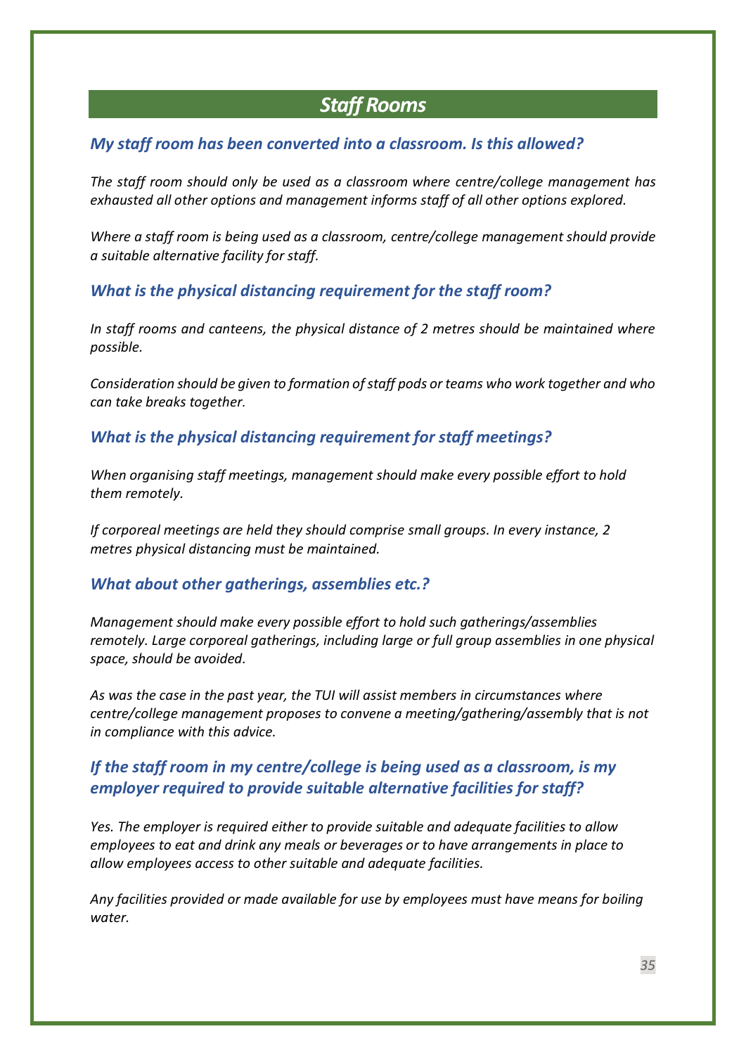## *Staff Rooms*

### *My staff room has been converted into a classroom. Is this allowed?*

*The staff room should only be used as a classroom where centre/college management has exhausted all other options and management informs staff of all other options explored.*

*Where a staff room is being used as a classroom, centre/college management should provide a suitable alternative facility for staff.*

### *What is the physical distancing requirement for the staff room?*

*In staff rooms and canteens, the physical distance of 2 metres should be maintained where possible.*

*Consideration should be given to formation of staff pods or teams who work together and who can take breaks together.*

### *What is the physical distancing requirement for staff meetings?*

*When organising staff meetings, management should make every possible effort to hold them remotely.*

*If corporeal meetings are held they should comprise small groups. In every instance, 2 metres physical distancing must be maintained.*

### *What about other gatherings, assemblies etc.?*

*Management should make every possible effort to hold such gatherings/assemblies remotely. Large corporeal gatherings, including large or full group assemblies in one physical space, should be avoided.*

*As was the case in the past year, the TUI will assist members in circumstances where centre/college management proposes to convene a meeting/gathering/assembly that is not in compliance with this advice.*

### *If the staff room in my centre/college is being used as a classroom, is my employer required to provide suitable alternative facilities for staff?*

*Yes. The employer is required either to provide suitable and adequate facilities to allow employees to eat and drink any meals or beverages or to have arrangements in place to allow employees access to other suitable and adequate facilities.*

*Any facilities provided or made available for use by employees must have means for boiling water.*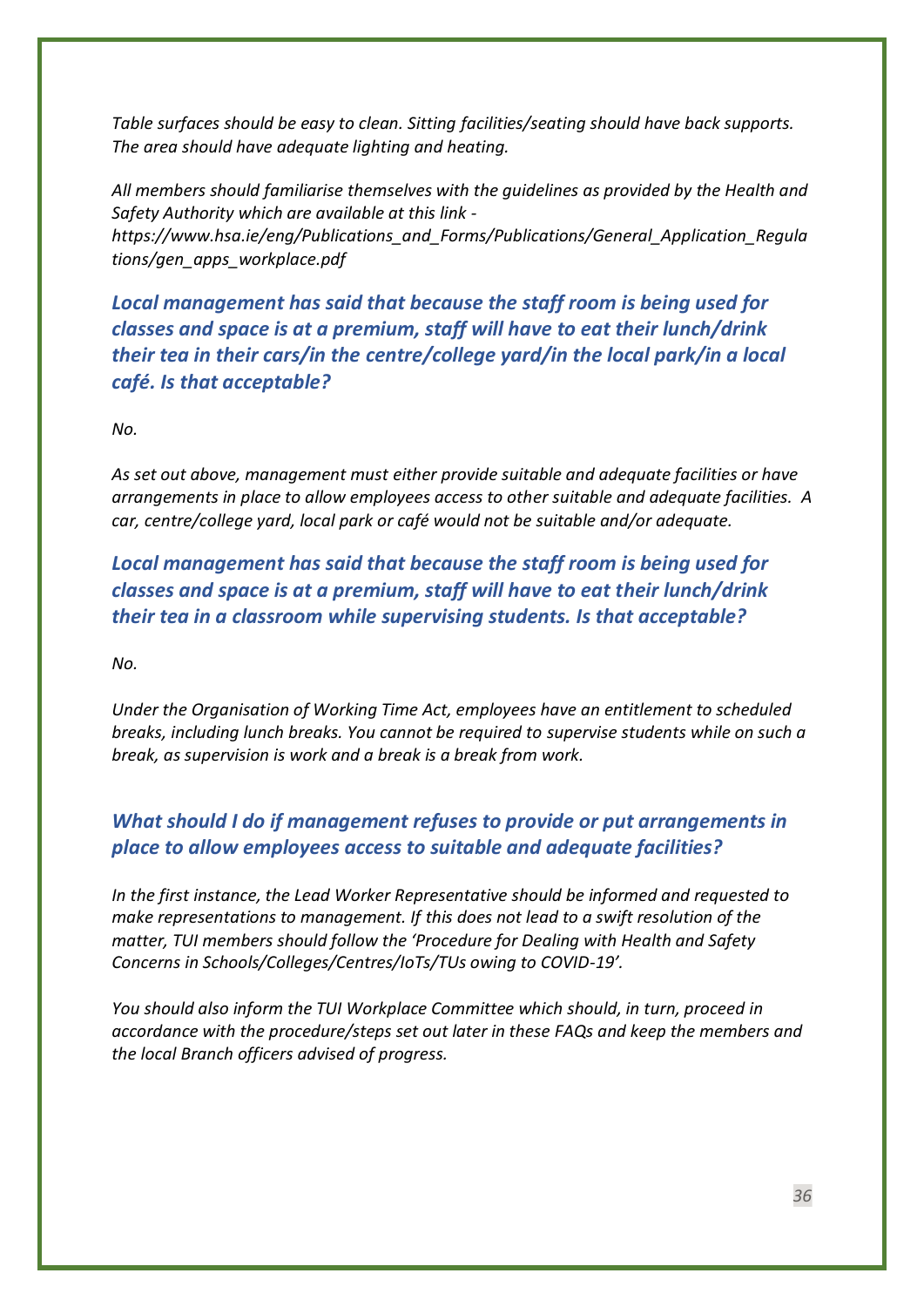*Table surfaces should be easy to clean. Sitting facilities/seating should have back supports. The area should have adequate lighting and heating.*

*All members should familiarise themselves with the guidelines as provided by the Health and Safety Authority which are available at this link - https://www.hsa.ie/eng/Publications_and_Forms/Publications/General_Application_Regulations/gen_apps_workplace.pdf*

### *Local management has said that because the staff room is being used for classes and space is at a premium, staff will have to eat their lunch/drink their tea in their cars/in the centre/college yard/in the local park/in a local café. Is that acceptable?*

*No.*

*As set out above, management must either provide suitable and adequate facilities or have arrangements in place to allow employees access to other suitable and adequate facilities. A car, centre/college yard, local park or café would not be suitable and/or adequate.*

### *Local management has said that because the staff room is being used for classes and space is at a premium, staff will have to eat their lunch/drink their tea in a classroom while supervising students. Is that acceptable?*

*No.*

*Under the Organisation of Working Time Act, employees have an entitlement to scheduled breaks, including lunch breaks. You cannot be required to supervise students while on such a break, as supervision is work and a break is a break from work.*

### *What should I do if management refuses to provide or put arrangements in place to allow employees access to suitable and adequate facilities?*

*In the first instance, the Lead Worker Representative should be informed and requested to make representations to management. If this does not lead to a swift resolution of the matter, TUI members should follow the 'Procedure for Dealing with Health and Safety Concerns in Schools/Colleges/Centres/IoTs/TUs owing to COVID-19'.*

*You should also inform the TUI Workplace Committee which should, in turn, proceed in accordance with the procedure/steps set out later in these FAQs and keep the members and the local Branch officers advised of progress.*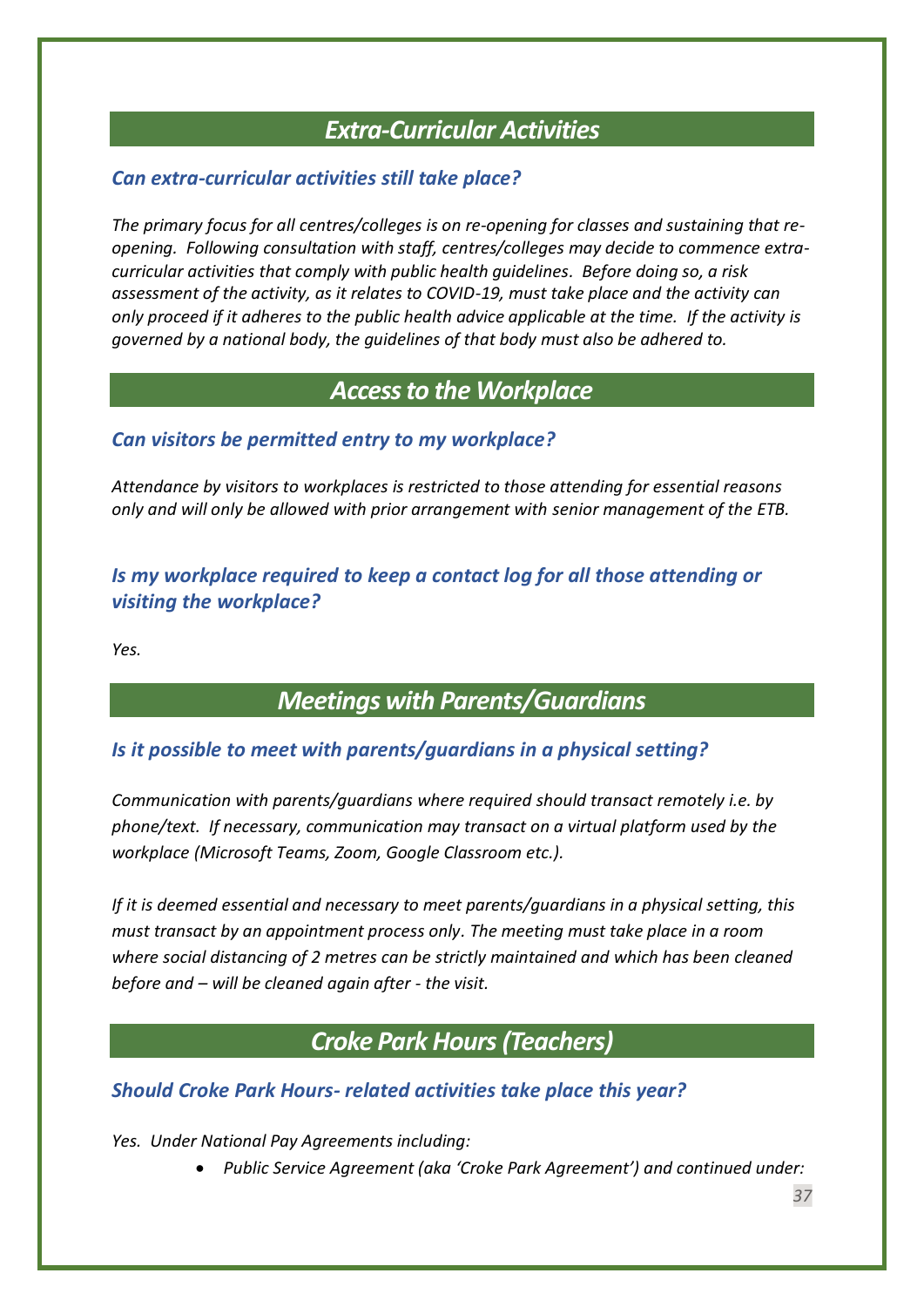## *Extra-Curricular Activities*

### *Can extra-curricular activities still take place?*

*The primary focus for all centres/colleges is on re-opening for classes and sustaining that re-opening. Following consultation with staff, centres/colleges may decide to commence extra-curricular activities that comply with public health guidelines. Before doing so, a risk assessment of the activity, as it relates to COVID-19, must take place and the activity can only proceed if it adheres to the public health advice applicable at the time. If the activity is governed by a national body, the guidelines of that body must also be adhered to.*

## *Access to the Workplace*

### *Can visitors be permitted entry to my workplace?*

*Attendance by visitors to workplaces is restricted to those attending for essential reasons only and will only be allowed with prior arrangement with senior management of the ETB.*

### *Is my workplace required to keep a contact log for all those attending or visiting the workplace?*

*Yes.*

## *Meetings with Parents/Guardians*

### *Is it possible to meet with parents/guardians in a physical setting?*

*Communication with parents/guardians where required should transact remotely i.e. by phone/text. If necessary, communication may transact on a virtual platform used by the workplace (Microsoft Teams, Zoom, Google Classroom etc.).*

*If it is deemed essential and necessary to meet parents/guardians in a physical setting, this must transact by an appointment process only. The meeting must take place in a room where social distancing of 2 metres can be strictly maintained and which has been cleaned before and – will be cleaned again after - the visit.*

## *Croke Park Hours (Teachers)*

### *Should Croke Park Hours- related activities take place this year?*

*Yes. Under National Pay Agreements including:*

- *Public Service Agreement (aka 'Croke Park Agreement') and continued under:*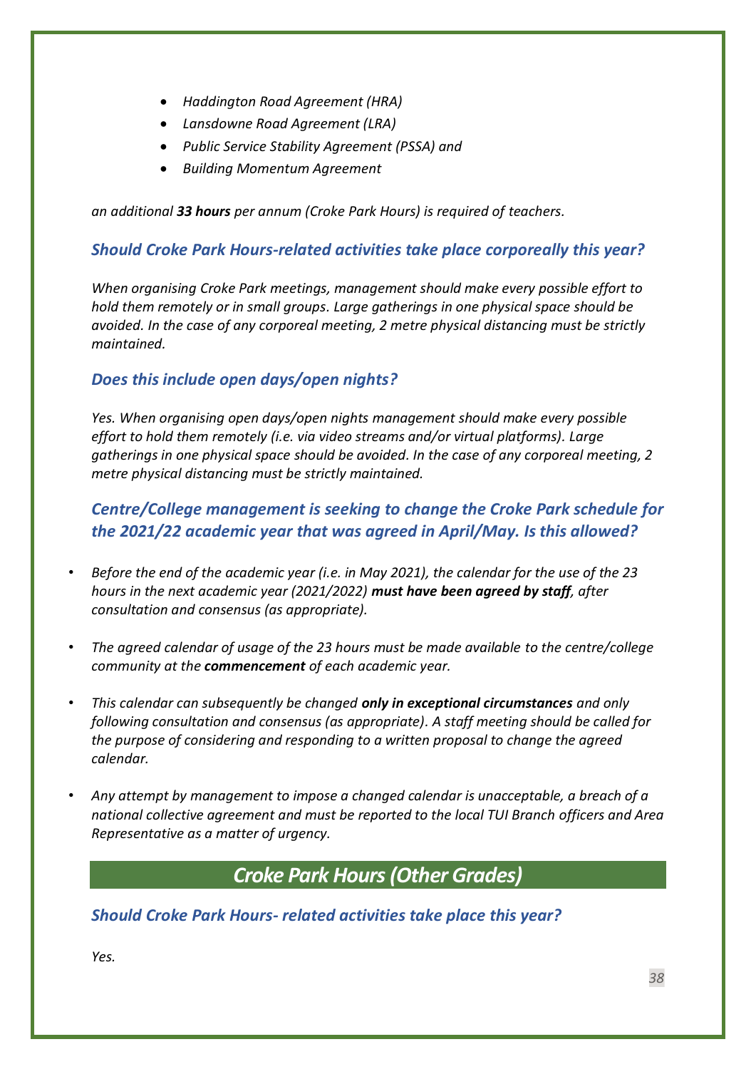- *Haddington Road Agreement (HRA)*
- *Lansdowne Road Agreement (LRA)*
- *Public Service Stability Agreement (PSSA) and*
- *Building Momentum Agreement*

*an additional **33 hours** per annum (Croke Park Hours) is required of teachers.*

### *Should Croke Park Hours-related activities take place corporeally this year?*

*When organising Croke Park meetings, management should make every possible effort to hold them remotely or in small groups. Large gatherings in one physical space should be avoided. In the case of any corporeal meeting, 2 metre physical distancing must be strictly maintained.*

### *Does this include open days/open nights?*

*Yes. When organising open days/open nights management should make every possible effort to hold them remotely (i.e. via video streams and/or virtual platforms). Large gatherings in one physical space should be avoided. In the case of any corporeal meeting, 2 metre physical distancing must be strictly maintained.*

### *Centre/College management is seeking to change the Croke Park schedule for the 2021/22 academic year that was agreed in April/May. Is this allowed?*

- *Before the end of the academic year (i.e. in May 2021), the calendar for the use of the 23 hours in the next academic year (2021/2022) **must have been agreed by staff**, after consultation and consensus (as appropriate).*
- *The agreed calendar of usage of the 23 hours must be made available to the centre/college community at the **commencement** of each academic year.*
- *This calendar can subsequently be changed **only in exceptional circumstances** and only following consultation and consensus (as appropriate). A staff meeting should be called for the purpose of considering and responding to a written proposal to change the agreed calendar.*
- *Any attempt by management to impose a changed calendar is unacceptable, a breach of a national collective agreement and must be reported to the local TUI Branch officers and Area Representative as a matter of urgency.*

## *Croke Park Hours (Other Grades)*

### *Should Croke Park Hours- related activities take place this year?*

*Yes.*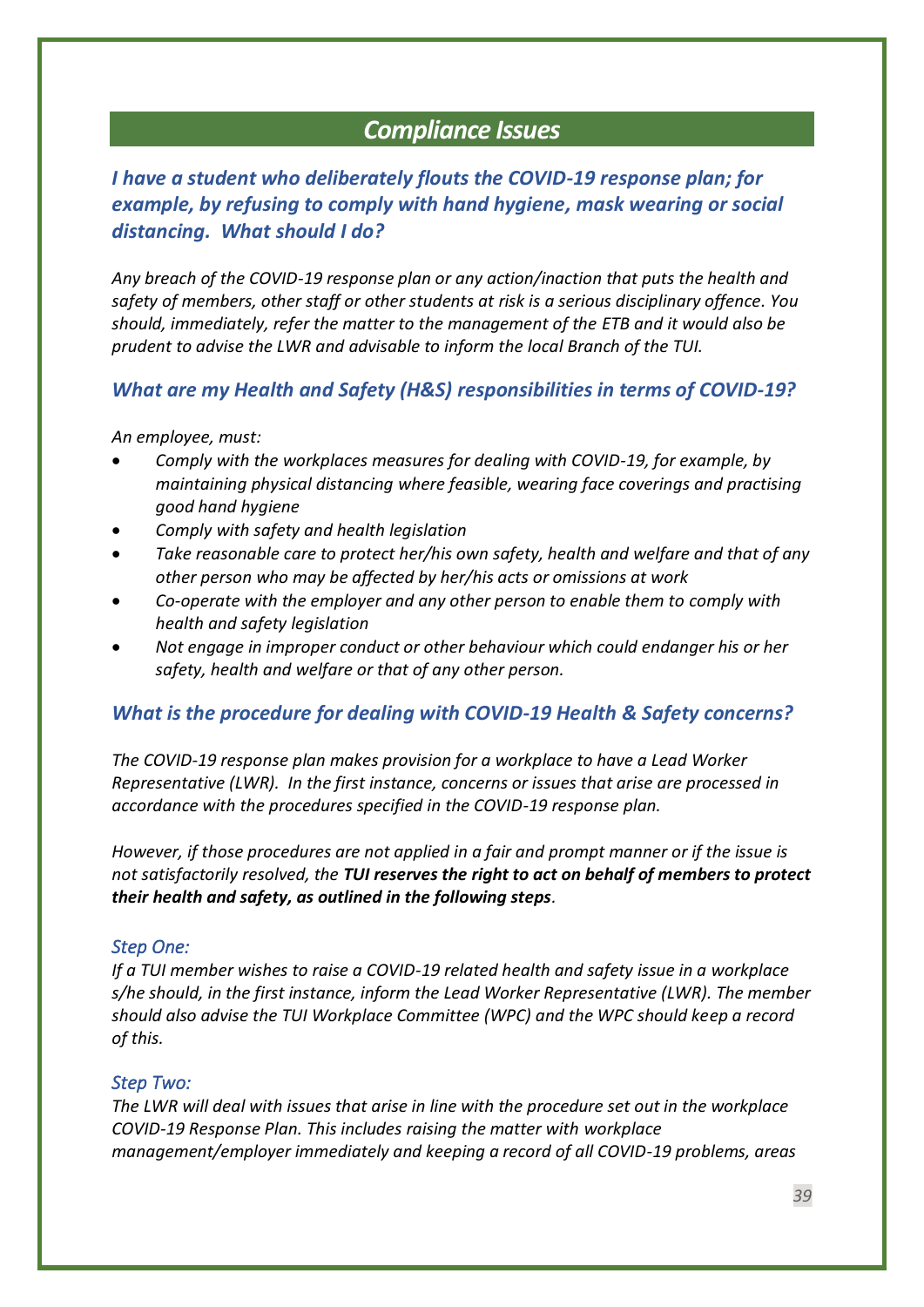## *Compliance Issues*

### *I have a student who deliberately flouts the COVID-19 response plan; for example, by refusing to comply with hand hygiene, mask wearing or social distancing. What should I do?*

*Any breach of the COVID-19 response plan or any action/inaction that puts the health and safety of members, other staff or other students at risk is a serious disciplinary offence. You should, immediately, refer the matter to the management of the ETB and it would also be prudent to advise the LWR and advisable to inform the local Branch of the TUI.*

### *What are my Health and Safety (H&S) responsibilities in terms of COVID-19?*

*An employee, must:*

- *Comply with the workplaces measures for dealing with COVID-19, for example, by maintaining physical distancing where feasible, wearing face coverings and practising good hand hygiene*
- *Comply with safety and health legislation*
- *Take reasonable care to protect her/his own safety, health and welfare and that of any other person who may be affected by her/his acts or omissions at work*
- *Co-operate with the employer and any other person to enable them to comply with health and safety legislation*
- *Not engage in improper conduct or other behaviour which could endanger his or her safety, health and welfare or that of any other person.*

### *What is the procedure for dealing with COVID-19 Health & Safety concerns?*

*The COVID-19 response plan makes provision for a workplace to have a Lead Worker Representative (LWR). In the first instance, concerns or issues that arise are processed in accordance with the procedures specified in the COVID-19 response plan.*

*However, if those procedures are not applied in a fair and prompt manner or if the issue is not satisfactorily resolved, the **TUI reserves the right to act on behalf of members to protect their health and safety, as outlined in the following steps**.*

#### *Step One:*

*If a TUI member wishes to raise a COVID-19 related health and safety issue in a workplace s/he should, in the first instance, inform the Lead Worker Representative (LWR). The member should also advise the TUI Workplace Committee (WPC) and the WPC should keep a record of this.*

#### *Step Two:*

*The LWR will deal with issues that arise in line with the procedure set out in the workplace COVID-19 Response Plan. This includes raising the matter with workplace management/employer immediately and keeping a record of all COVID-19 problems, areas*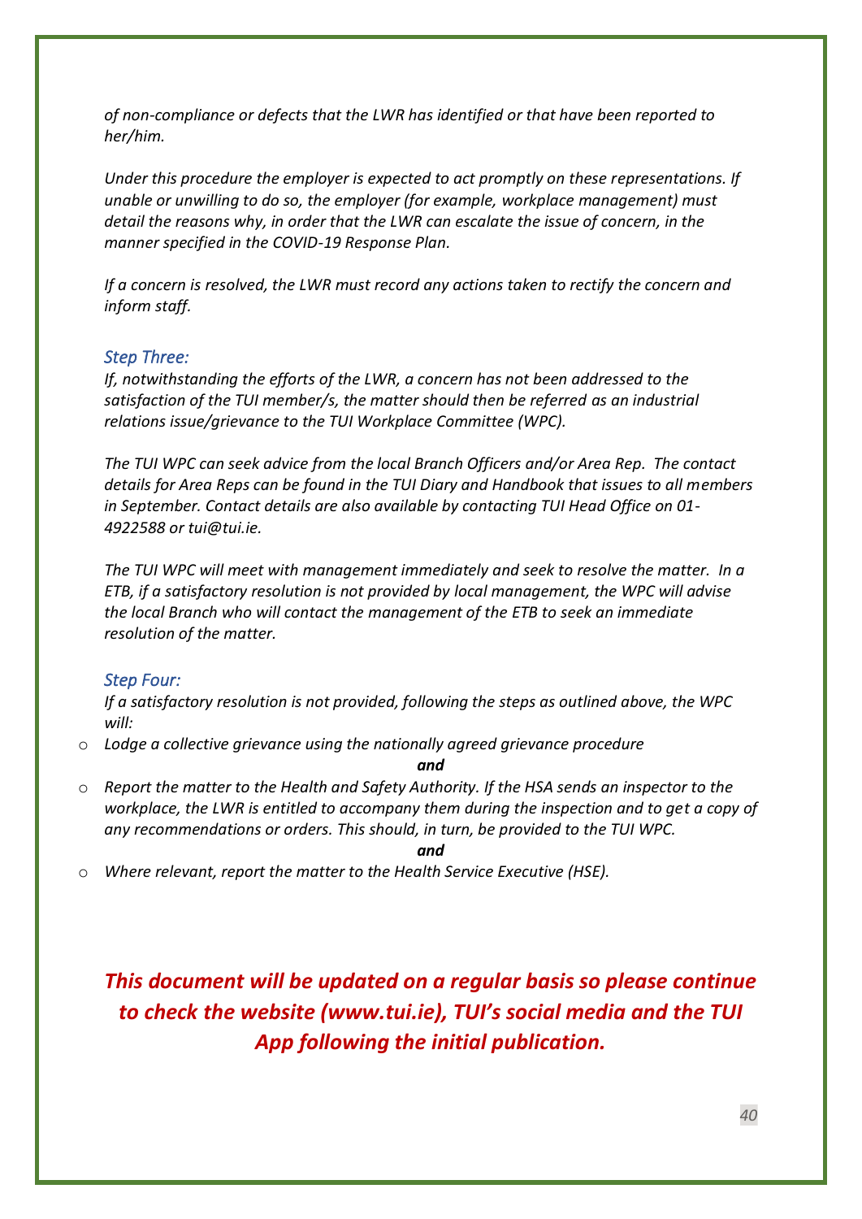*of non-compliance or defects that the LWR has identified or that have been reported to her/him.*

*Under this procedure the employer is expected to act promptly on these representations. If unable or unwilling to do so, the employer (for example, workplace management) must detail the reasons why, in order that the LWR can escalate the issue of concern, in the manner specified in the COVID-19 Response Plan.*

*If a concern is resolved, the LWR must record any actions taken to rectify the concern and inform staff.*

### *Step Three:*

*If, notwithstanding the efforts of the LWR, a concern has not been addressed to the satisfaction of the TUI member/s, the matter should then be referred as an industrial relations issue/grievance to the TUI Workplace Committee (WPC).*

*The TUI WPC can seek advice from the local Branch Officers and/or Area Rep. The contact details for Area Reps can be found in the TUI Diary and Handbook that issues to all members in September. Contact details are also available by contacting TUI Head Office on 01-4922588 or tui@tui.ie.*

*The TUI WPC will meet with management immediately and seek to resolve the matter. In a ETB, if a satisfactory resolution is not provided by local management, the WPC will advise the local Branch who will contact the management of the ETB to seek an immediate resolution of the matter.*

### *Step Four:*

*If a satisfactory resolution is not provided, following the steps as outlined above, the WPC will:*

- *Lodge a collective grievance using the nationally agreed grievance procedure*

  ***and***

- *Report the matter to the Health and Safety Authority. If the HSA sends an inspector to the workplace, the LWR is entitled to accompany them during the inspection and to get a copy of any recommendations or orders. This should, in turn, be provided to the TUI WPC.*

  ***and***

- *Where relevant, report the matter to the Health Service Executive (HSE).*

***This document will be updated on a regular basis so please continue to check the website (www.tui.ie), TUI's social media and the TUI App following the initial publication.***